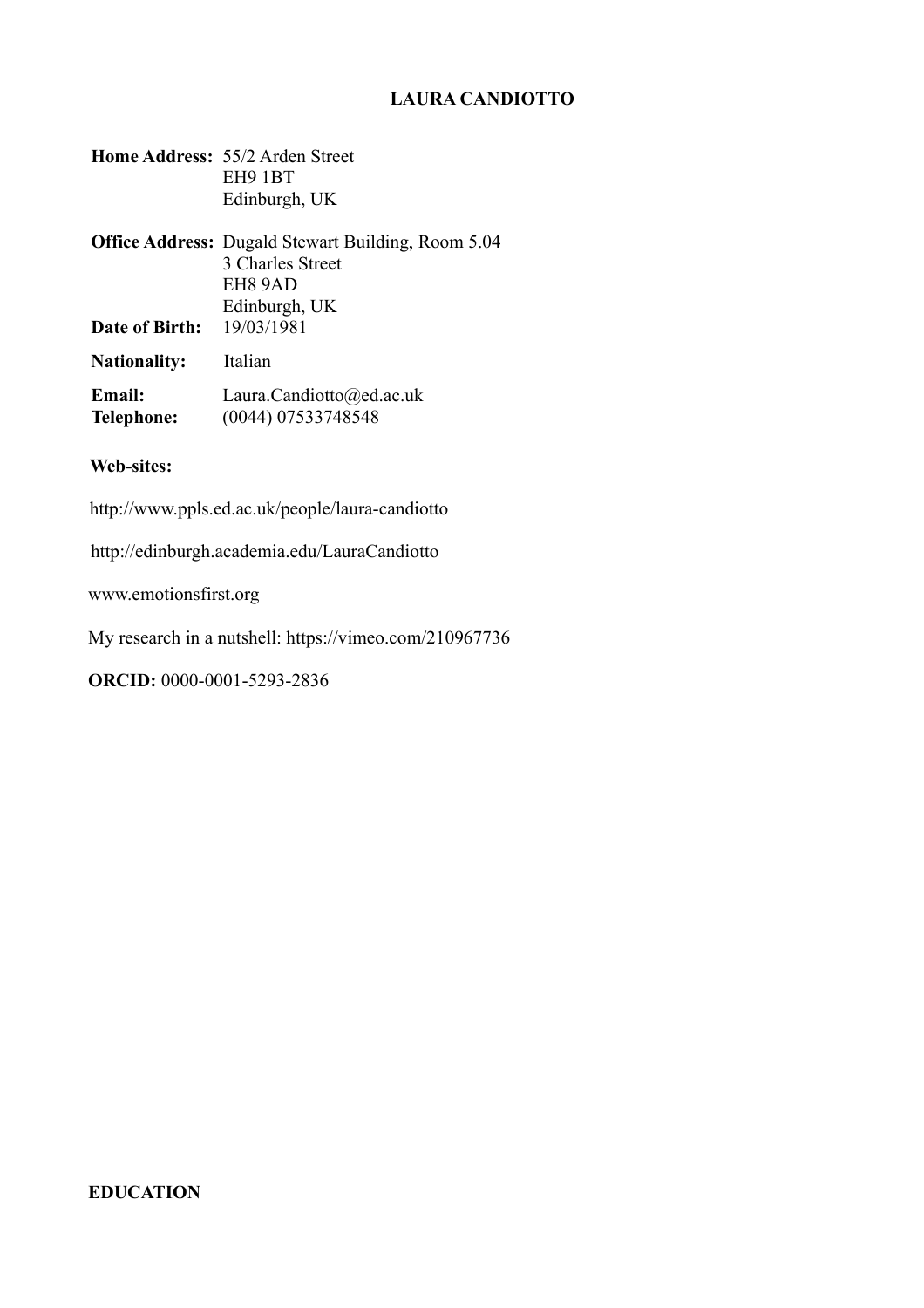# LAURA CANDIOTTO

**Home Address:** 55/2 Arden Street
EH9 1BT
Edinburgh, UK

**Office Address:** Dugald Stewart Building, Room 5.04
3 Charles Street
EH8 9AD
Edinburgh, UK

**Date of Birth:** 19/03/1981

**Nationality:** Italian

**Email:** Laura.Candiotto@ed.ac.uk
**Telephone:** (0044) 07533748548

**Web-sites:**

http://www.ppls.ed.ac.uk/people/laura-candiotto

http://edinburgh.academia.edu/LauraCandiotto

www.emotionsfirst.org

My research in a nutshell: https://vimeo.com/210967736

**ORCID:** 0000-0001-5293-2836

## EDUCATION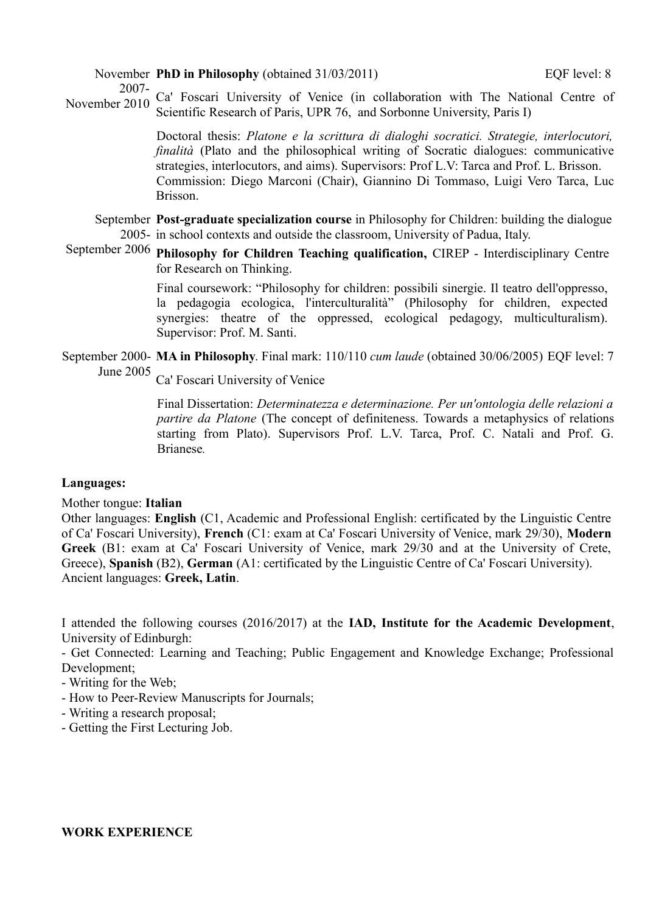November 2007- November 2010 **PhD in Philosophy** (obtained 31/03/2011) EQF level: 8

Ca' Foscari University of Venice (in collaboration with The National Centre of Scientific Research of Paris, UPR 76, and Sorbonne University, Paris I)

Doctoral thesis: *Platone e la scrittura di dialoghi socratici. Strategie, interlocutori, finalità* (Plato and the philosophical writing of Socratic dialogues: communicative strategies, interlocutors, and aims). Supervisors: Prof L.V: Tarca and Prof. L. Brisson. Commission: Diego Marconi (Chair), Giannino Di Tommaso, Luigi Vero Tarca, Luc Brisson.

September 2005- September 2006 **Post-graduate specialization course** in Philosophy for Children: building the dialogue in school contexts and outside the classroom, University of Padua, Italy.

**Philosophy for Children Teaching qualification,** CIREP - Interdisciplinary Centre for Research on Thinking.

Final coursework: "Philosophy for children: possibili sinergie. Il teatro dell'oppresso, la pedagogia ecologica, l'interculturalità" (Philosophy for children, expected synergies: theatre of the oppressed, ecological pedagogy, multiculturalism). Supervisor: Prof. M. Santi.

September 2000- June 2005 **MA in Philosophy**. Final mark: 110/110 *cum laude* (obtained 30/06/2005) EQF level: 7

Ca' Foscari University of Venice

Final Dissertation: *Determinatezza e determinazione. Per un'ontologia delle relazioni a partire da Platone* (The concept of definiteness. Towards a metaphysics of relations starting from Plato). Supervisors Prof. L.V. Tarca, Prof. C. Natali and Prof. G. Brianese.

**Languages:**

Mother tongue: **Italian**
Other languages: **English** (C1, Academic and Professional English: certificated by the Linguistic Centre of Ca' Foscari University), **French** (C1: exam at Ca' Foscari University of Venice, mark 29/30), **Modern Greek** (B1: exam at Ca' Foscari University of Venice, mark 29/30 and at the University of Crete, Greece), **Spanish** (B2), **German** (A1: certificated by the Linguistic Centre of Ca' Foscari University).
Ancient languages: **Greek, Latin**.

I attended the following courses (2016/2017) at the **IAD, Institute for the Academic Development**, University of Edinburgh:

- Get Connected: Learning and Teaching; Public Engagement and Knowledge Exchange; Professional Development;
- Writing for the Web;
- How to Peer-Review Manuscripts for Journals;
- Writing a research proposal;
- Getting the First Lecturing Job.

**WORK EXPERIENCE**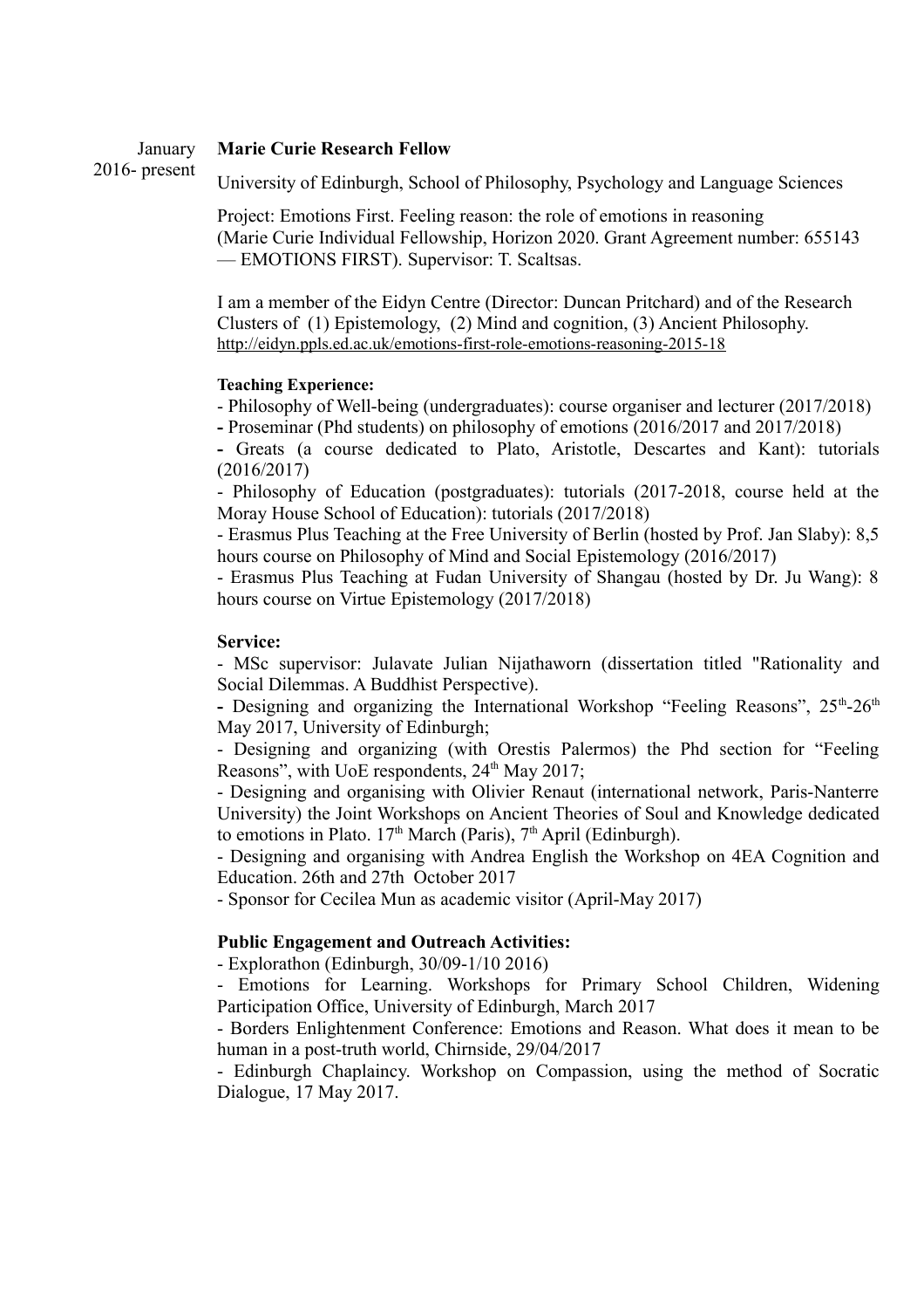January 2016- present **Marie Curie Research Fellow**

University of Edinburgh, School of Philosophy, Psychology and Language Sciences

Project: Emotions First. Feeling reason: the role of emotions in reasoning (Marie Curie Individual Fellowship, Horizon 2020. Grant Agreement number: 655143 — EMOTIONS FIRST). Supervisor: T. Scaltsas.

I am a member of the Eidyn Centre (Director: Duncan Pritchard) and of the Research Clusters of (1) Epistemology, (2) Mind and cognition, (3) Ancient Philosophy. http://eidyn.ppls.ed.ac.uk/emotions-first-role-emotions-reasoning-2015-18

**Teaching Experience:**

- Philosophy of Well-being (undergraduates): course organiser and lecturer (2017/2018)
- Proseminar (Phd students) on philosophy of emotions (2016/2017 and 2017/2018)
- Greats (a course dedicated to Plato, Aristotle, Descartes and Kant): tutorials (2016/2017)
- Philosophy of Education (postgraduates): tutorials (2017-2018, course held at the Moray House School of Education): tutorials (2017/2018)
- Erasmus Plus Teaching at the Free University of Berlin (hosted by Prof. Jan Slaby): 8,5 hours course on Philosophy of Mind and Social Epistemology (2016/2017)
- Erasmus Plus Teaching at Fudan University of Shangau (hosted by Dr. Ju Wang): 8 hours course on Virtue Epistemology (2017/2018)

**Service:**

- MSc supervisor: Julavate Julian Nijathaworn (dissertation titled "Rationality and Social Dilemmas. A Buddhist Perspective).
- Designing and organizing the International Workshop "Feeling Reasons", 25th-26th May 2017, University of Edinburgh;
- Designing and organizing (with Orestis Palermos) the Phd section for "Feeling Reasons", with UoE respondents, 24th May 2017;
- Designing and organising with Olivier Renaut (international network, Paris-Nanterre University) the Joint Workshops on Ancient Theories of Soul and Knowledge dedicated to emotions in Plato. 17th March (Paris), 7th April (Edinburgh).
- Designing and organising with Andrea English the Workshop on 4EA Cognition and Education. 26th and 27th October 2017
- Sponsor for Cecilea Mun as academic visitor (April-May 2017)

**Public Engagement and Outreach Activities:**

- Explorathon (Edinburgh, 30/09-1/10 2016)
- Emotions for Learning. Workshops for Primary School Children, Widening Participation Office, University of Edinburgh, March 2017
- Borders Enlightenment Conference: Emotions and Reason. What does it mean to be human in a post-truth world, Chirnside, 29/04/2017
- Edinburgh Chaplaincy. Workshop on Compassion, using the method of Socratic Dialogue, 17 May 2017.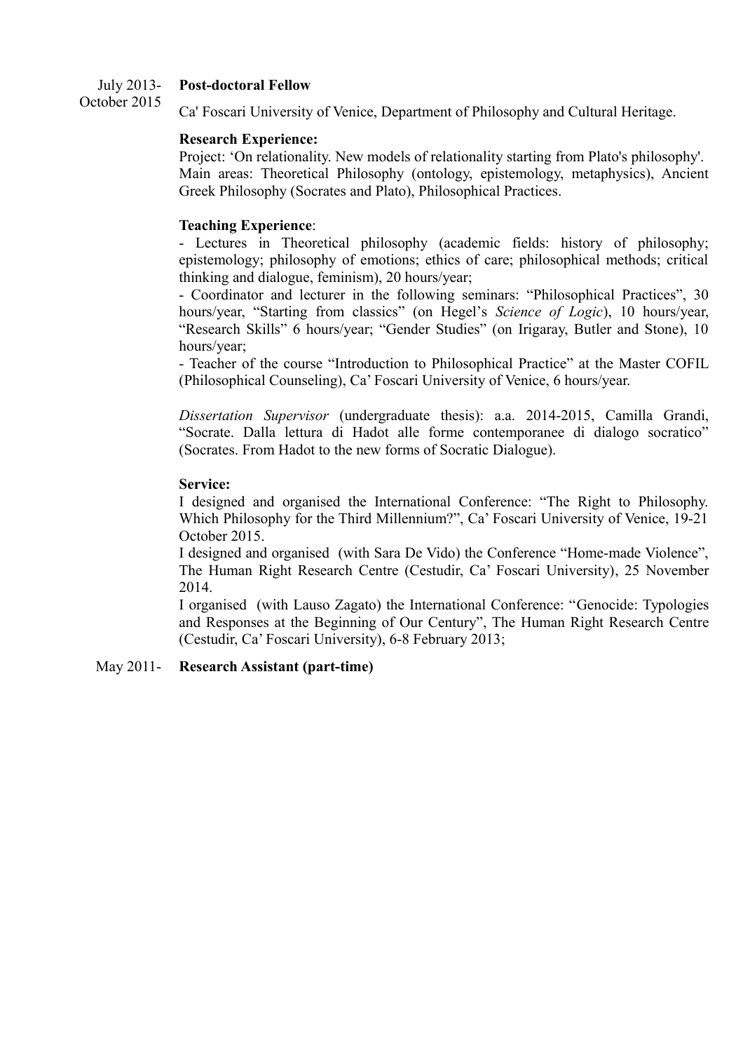July 2013- October 2015 **Post-doctoral Fellow**

Ca' Foscari University of Venice, Department of Philosophy and Cultural Heritage.

**Research Experience:**
Project: 'On relationality. New models of relationality starting from Plato's philosophy'.
Main areas: Theoretical Philosophy (ontology, epistemology, metaphysics), Ancient Greek Philosophy (Socrates and Plato), Philosophical Practices.

**Teaching Experience**:
- Lectures in Theoretical philosophy (academic fields: history of philosophy; epistemology; philosophy of emotions; ethics of care; philosophical methods; critical thinking and dialogue, feminism), 20 hours/year;
- Coordinator and lecturer in the following seminars: "Philosophical Practices", 30 hours/year, "Starting from classics" (on Hegel's *Science of Logic*), 10 hours/year, "Research Skills" 6 hours/year; "Gender Studies" (on Irigaray, Butler and Stone), 10 hours/year;
- Teacher of the course "Introduction to Philosophical Practice" at the Master COFIL (Philosophical Counseling), Ca' Foscari University of Venice, 6 hours/year.

*Dissertation Supervisor* (undergraduate thesis): a.a. 2014-2015, Camilla Grandi, "Socrate. Dalla lettura di Hadot alle forme contemporanee di dialogo socratico" (Socrates. From Hadot to the new forms of Socratic Dialogue).

**Service:**
I designed and organised the International Conference: "The Right to Philosophy. Which Philosophy for the Third Millennium?", Ca' Foscari University of Venice, 19-21 October 2015.
I designed and organised (with Sara De Vido) the Conference "Home-made Violence", The Human Right Research Centre (Cestudir, Ca' Foscari University), 25 November 2014.
I organised (with Lauso Zagato) the International Conference: "Genocide: Typologies and Responses at the Beginning of Our Century", The Human Right Research Centre (Cestudir, Ca' Foscari University), 6-8 February 2013;

May 2011- **Research Assistant (part-time)**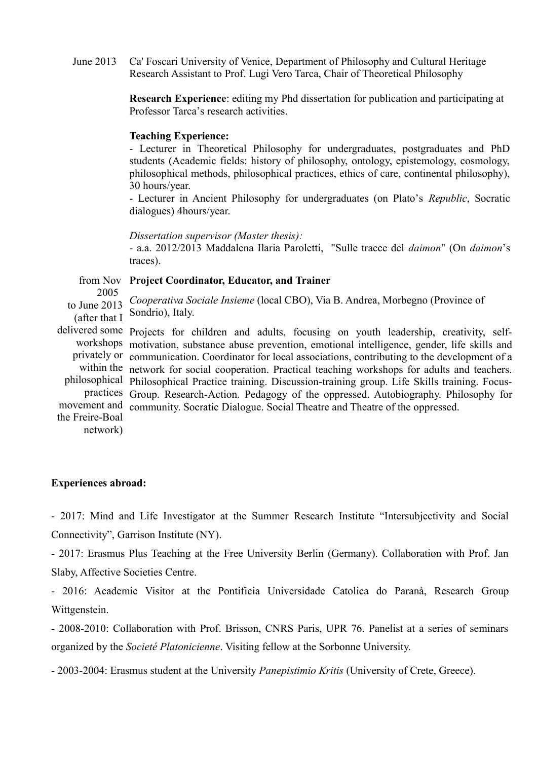June 2013 Ca' Foscari University of Venice, Department of Philosophy and Cultural Heritage
Research Assistant to Prof. Lugi Vero Tarca, Chair of Theoretical Philosophy

**Research Experience**: editing my Phd dissertation for publication and participating at Professor Tarca's research activities.

**Teaching Experience:**

- Lecturer in Theoretical Philosophy for undergraduates, postgraduates and PhD students (Academic fields: history of philosophy, ontology, epistemology, cosmology, philosophical methods, philosophical practices, ethics of care, continental philosophy), 30 hours/year.
- Lecturer in Ancient Philosophy for undergraduates (on Plato's *Republic*, Socratic dialogues) 4hours/year.

*Dissertation supervisor (Master thesis):*

- a.a. 2012/2013 Maddalena Ilaria Paroletti, "Sulle tracce del *daimon*" (On *daimon*'s traces).

from Nov 2005 to June 2013 (after that I delivered some workshops privately or within the philosophical practices movement and the Freire-Boal network)

**Project Coordinator, Educator, and Trainer**

*Cooperativa Sociale Insieme* (local CBO), Via B. Andrea, Morbegno (Province of Sondrio), Italy.

Projects for children and adults, focusing on youth leadership, creativity, self-motivation, substance abuse prevention, emotional intelligence, gender, life skills and communication. Coordinator for local associations, contributing to the development of a network for social cooperation. Practical teaching workshops for adults and teachers. Philosophical Practice training. Discussion-training group. Life Skills training. Focus-Group. Research-Action. Pedagogy of the oppressed. Autobiography. Philosophy for community. Socratic Dialogue. Social Theatre and Theatre of the oppressed.

**Experiences abroad:**

- 2017: Mind and Life Investigator at the Summer Research Institute "Intersubjectivity and Social Connectivity", Garrison Institute (NY).
- 2017: Erasmus Plus Teaching at the Free University Berlin (Germany). Collaboration with Prof. Jan Slaby, Affective Societies Centre.
- 2016: Academic Visitor at the Pontificia Universidade Catolica do Paranà, Research Group Wittgenstein.
- 2008-2010: Collaboration with Prof. Brisson, CNRS Paris, UPR 76. Panelist at a series of seminars organized by the *Societé Platonicienne*. Visiting fellow at the Sorbonne University.
- 2003-2004: Erasmus student at the University *Panepistimio Kritis* (University of Crete, Greece).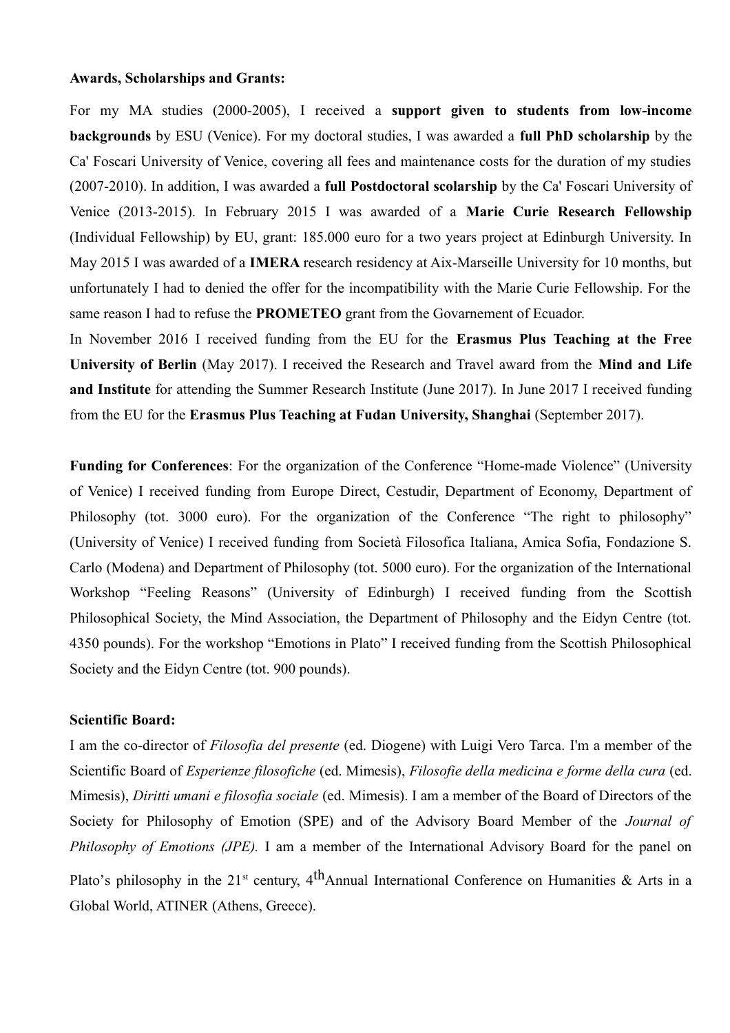**Awards, Scholarships and Grants:**

For my MA studies (2000-2005), I received a **support given to students from low-income backgrounds** by ESU (Venice). For my doctoral studies, I was awarded a **full PhD scholarship** by the Ca' Foscari University of Venice, covering all fees and maintenance costs for the duration of my studies (2007-2010). In addition, I was awarded a **full Postdoctoral scolarship** by the Ca' Foscari University of Venice (2013-2015). In February 2015 I was awarded of a **Marie Curie Research Fellowship** (Individual Fellowship) by EU, grant: 185.000 euro for a two years project at Edinburgh University. In May 2015 I was awarded of a **IMERA** research residency at Aix-Marseille University for 10 months, but unfortunately I had to denied the offer for the incompatibility with the Marie Curie Fellowship. For the same reason I had to refuse the **PROMETEO** grant from the Govarnement of Ecuador.

In November 2016 I received funding from the EU for the **Erasmus Plus Teaching at the Free University of Berlin** (May 2017). I received the Research and Travel award from the **Mind and Life and Institute** for attending the Summer Research Institute (June 2017). In June 2017 I received funding from the EU for the **Erasmus Plus Teaching at Fudan University, Shanghai** (September 2017).

**Funding for Conferences**: For the organization of the Conference "Home-made Violence" (University of Venice) I received funding from Europe Direct, Cestudir, Department of Economy, Department of Philosophy (tot. 3000 euro). For the organization of the Conference "The right to philosophy" (University of Venice) I received funding from Società Filosofica Italiana, Amica Sofia, Fondazione S. Carlo (Modena) and Department of Philosophy (tot. 5000 euro). For the organization of the International Workshop "Feeling Reasons" (University of Edinburgh) I received funding from the Scottish Philosophical Society, the Mind Association, the Department of Philosophy and the Eidyn Centre (tot. 4350 pounds). For the workshop "Emotions in Plato" I received funding from the Scottish Philosophical Society and the Eidyn Centre (tot. 900 pounds).

**Scientific Board:**

I am the co-director of *Filosofia del presente* (ed. Diogene) with Luigi Vero Tarca. I'm a member of the Scientific Board of *Esperienze filosofiche* (ed. Mimesis), *Filosofie della medicina e forme della cura* (ed. Mimesis), *Diritti umani e filosofia sociale* (ed. Mimesis). I am a member of the Board of Directors of the Society for Philosophy of Emotion (SPE) and of the Advisory Board Member of the *Journal of Philosophy of Emotions (JPE).* I am a member of the International Advisory Board for the panel on Plato's philosophy in the 21st century, 4th Annual International Conference on Humanities & Arts in a Global World, ATINER (Athens, Greece).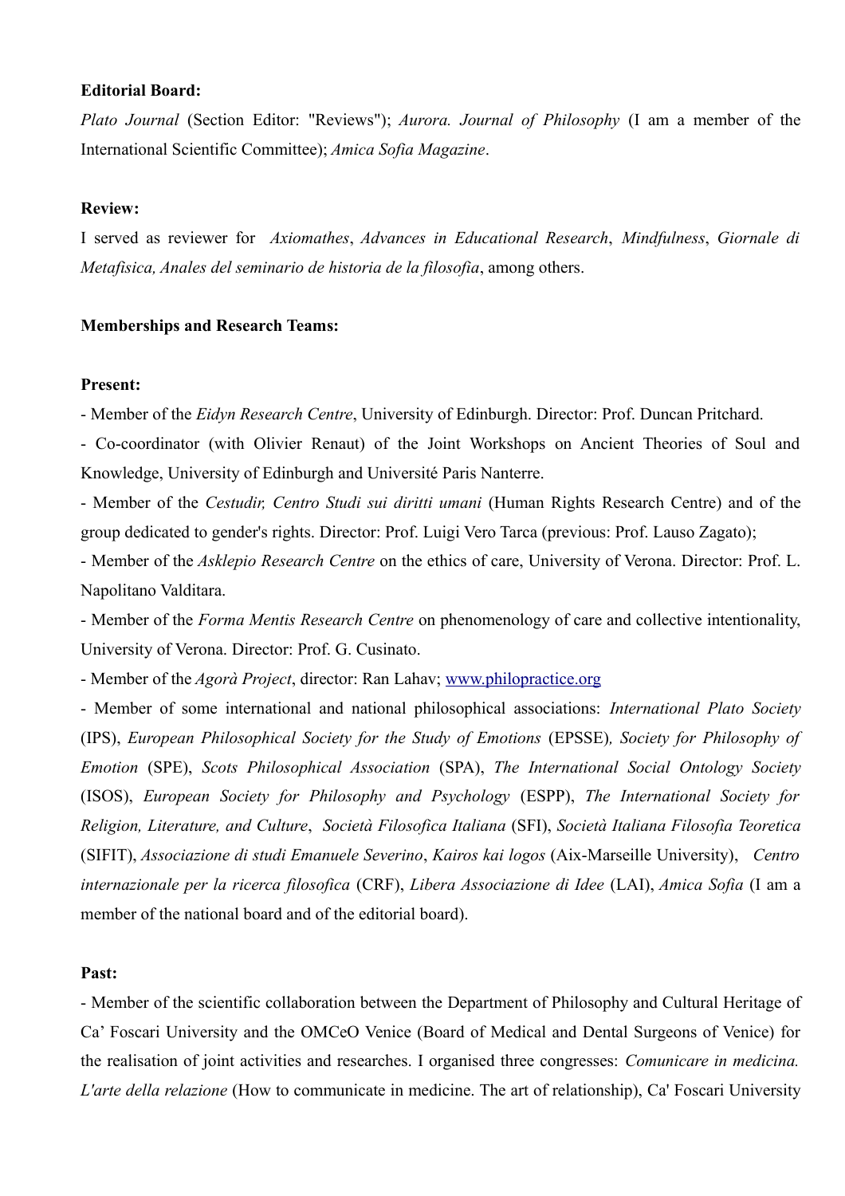**Editorial Board:**

*Plato Journal* (Section Editor: "Reviews"); *Aurora. Journal of Philosophy* (I am a member of the International Scientific Committee); *Amica Sofia Magazine*.

**Review:**

I served as reviewer for *Axiomathes*, *Advances in Educational Research*, *Mindfulness*, *Giornale di Metafisica, Anales del seminario de historia de la filosofia*, among others.

**Memberships and Research Teams:**

**Present:**

- Member of the *Eidyn Research Centre*, University of Edinburgh. Director: Prof. Duncan Pritchard.
- Co-coordinator (with Olivier Renaut) of the Joint Workshops on Ancient Theories of Soul and Knowledge, University of Edinburgh and Université Paris Nanterre.
- Member of the *Cestudir, Centro Studi sui diritti umani* (Human Rights Research Centre) and of the group dedicated to gender's rights. Director: Prof. Luigi Vero Tarca (previous: Prof. Lauso Zagato);
- Member of the *Asklepio Research Centre* on the ethics of care, University of Verona. Director: Prof. L. Napolitano Valditara.
- Member of the *Forma Mentis Research Centre* on phenomenology of care and collective intentionality, University of Verona. Director: Prof. G. Cusinato.
- Member of the *Agorà Project*, director: Ran Lahav; [www.philopractice.org](http://www.philopractice.org)
- Member of some international and national philosophical associations: *International Plato Society* (IPS), *European Philosophical Society for the Study of Emotions* (EPSSE), *Society for Philosophy of Emotion* (SPE), *Scots Philosophical Association* (SPA), *The International Social Ontology Society* (ISOS), *European Society for Philosophy and Psychology* (ESPP), *The International Society for Religion, Literature, and Culture*, *Società Filosofica Italiana* (SFI), *Società Italiana Filosofia Teoretica* (SIFIT), *Associazione di studi Emanuele Severino*, *Kairos kai logos* (Aix-Marseille University), *Centro internazionale per la ricerca filosofica* (CRF), *Libera Associazione di Idee* (LAI), *Amica Sofia* (I am a member of the national board and of the editorial board).

**Past:**

- Member of the scientific collaboration between the Department of Philosophy and Cultural Heritage of Ca' Foscari University and the OMCeO Venice (Board of Medical and Dental Surgeons of Venice) for the realisation of joint activities and researches. I organised three congresses: *Comunicare in medicina. L'arte della relazione* (How to communicate in medicine. The art of relationship), Ca' Foscari University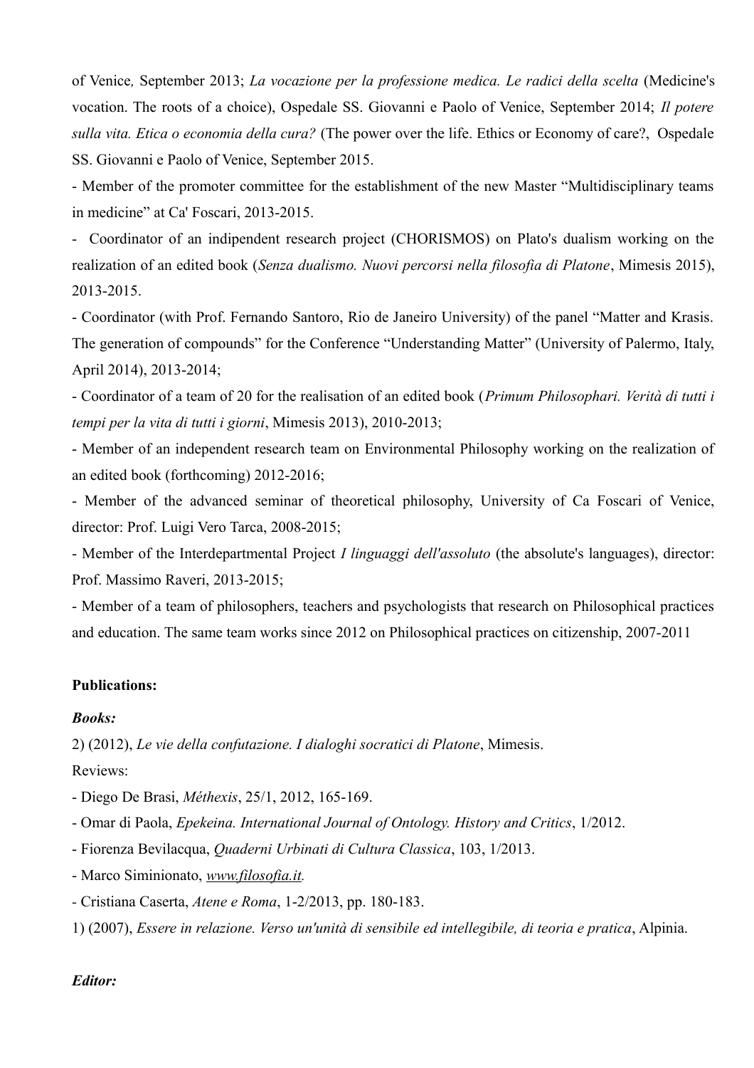of Venice*,* September 2013; *La vocazione per la professione medica. Le radici della scelta* (Medicine's vocation. The roots of a choice), Ospedale SS. Giovanni e Paolo of Venice, September 2014; *Il potere sulla vita. Etica o economia della cura?* (The power over the life. Ethics or Economy of care?, Ospedale SS. Giovanni e Paolo of Venice, September 2015.

- Member of the promoter committee for the establishment of the new Master "Multidisciplinary teams in medicine" at Ca' Foscari, 2013-2015.
- Coordinator of an indipendent research project (CHORISMOS) on Plato's dualism working on the realization of an edited book (*Senza dualismo. Nuovi percorsi nella filosofia di Platone*, Mimesis 2015), 2013-2015.
- Coordinator (with Prof. Fernando Santoro, Rio de Janeiro University) of the panel "Matter and Krasis. The generation of compounds" for the Conference "Understanding Matter" (University of Palermo, Italy, April 2014), 2013-2014;
- Coordinator of a team of 20 for the realisation of an edited book (*Primum Philosophari. Verità di tutti i tempi per la vita di tutti i giorni*, Mimesis 2013), 2010-2013;
- Member of an independent research team on Environmental Philosophy working on the realization of an edited book (forthcoming) 2012-2016;
- Member of the advanced seminar of theoretical philosophy, University of Ca Foscari of Venice, director: Prof. Luigi Vero Tarca, 2008-2015;
- Member of the Interdepartmental Project *I linguaggi dell'assoluto* (the absolute's languages), director: Prof. Massimo Raveri, 2013-2015;
- Member of a team of philosophers, teachers and psychologists that research on Philosophical practices and education. The same team works since 2012 on Philosophical practices on citizenship, 2007-2011

**Publications:**

***Books:***

2) (2012), *Le vie della confutazione. I dialoghi socratici di Platone*, Mimesis.

Reviews:

- Diego De Brasi, *Méthexis*, 25/1, 2012, 165-169.
- Omar di Paola, *Epekeina. International Journal of Ontology. History and Critics*, 1/2012.
- Fiorenza Bevilacqua, *Quaderni Urbinati di Cultura Classica*, 103, 1/2013.
- Marco Siminionato, *www.filosofia.it.*
- Cristiana Caserta, *Atene e Roma*, 1-2/2013, pp. 180-183.

1) (2007), *Essere in relazione. Verso un'unità di sensibile ed intellegibile, di teoria e pratica*, Alpinia.

***Editor:***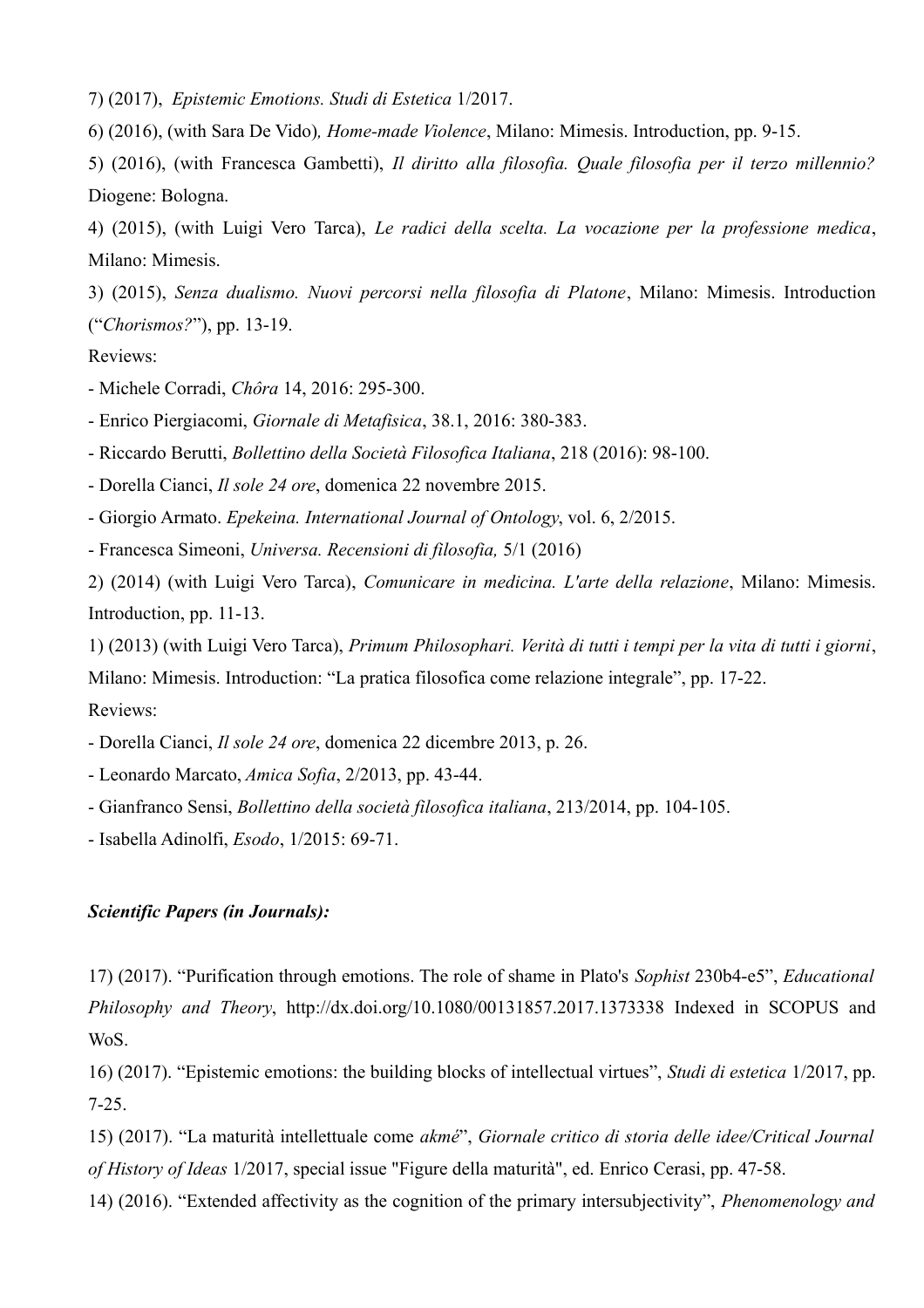7) (2017), *Epistemic Emotions. Studi di Estetica* 1/2017.

6) (2016), (with Sara De Vido)*, Home-made Violence*, Milano: Mimesis. Introduction, pp. 9-15.

5) (2016), (with Francesca Gambetti), *Il diritto alla filosofia. Quale filosofia per il terzo millennio?* Diogene: Bologna.

4) (2015), (with Luigi Vero Tarca), *Le radici della scelta. La vocazione per la professione medica*, Milano: Mimesis.

3) (2015), *Senza dualismo. Nuovi percorsi nella filosofia di Platone*, Milano: Mimesis. Introduction ("*Chorismos?*"), pp. 13-19.

Reviews:

- Michele Corradi, *Chôra* 14, 2016: 295-300.
- Enrico Piergiacomi, *Giornale di Metafisica*, 38.1, 2016: 380-383.
- Riccardo Berutti, *Bollettino della Società Filosofica Italiana*, 218 (2016): 98-100.
- Dorella Cianci, *Il sole 24 ore*, domenica 22 novembre 2015.
- Giorgio Armato. *Epekeina. International Journal of Ontology*, vol. 6, 2/2015.
- Francesca Simeoni, *Universa. Recensioni di filosofia,* 5/1 (2016)

2) (2014) (with Luigi Vero Tarca), *Comunicare in medicina. L'arte della relazione*, Milano: Mimesis. Introduction, pp. 11-13.

1) (2013) (with Luigi Vero Tarca), *Primum Philosophari. Verità di tutti i tempi per la vita di tutti i giorni*, Milano: Mimesis. Introduction: "La pratica filosofica come relazione integrale", pp. 17-22.

Reviews:

- Dorella Cianci, *Il sole 24 ore*, domenica 22 dicembre 2013, p. 26.
- Leonardo Marcato, *Amica Sofia*, 2/2013, pp. 43-44.
- Gianfranco Sensi, *Bollettino della società filosofica italiana*, 213/2014, pp. 104-105.
- Isabella Adinolfi, *Esodo*, 1/2015: 69-71.

***Scientific Papers (in Journals):***

17) (2017). "Purification through emotions. The role of shame in Plato's *Sophist* 230b4-e5", *Educational Philosophy and Theory*, http://dx.doi.org/10.1080/00131857.2017.1373338 Indexed in SCOPUS and WoS.

16) (2017). "Epistemic emotions: the building blocks of intellectual virtues", *Studi di estetica* 1/2017, pp. 7-25.

15) (2017). "La maturità intellettuale come *akmé*", *Giornale critico di storia delle idee/Critical Journal of History of Ideas* 1/2017, special issue "Figure della maturità", ed. Enrico Cerasi, pp. 47-58.

14) (2016). "Extended affectivity as the cognition of the primary intersubjectivity", *Phenomenology and*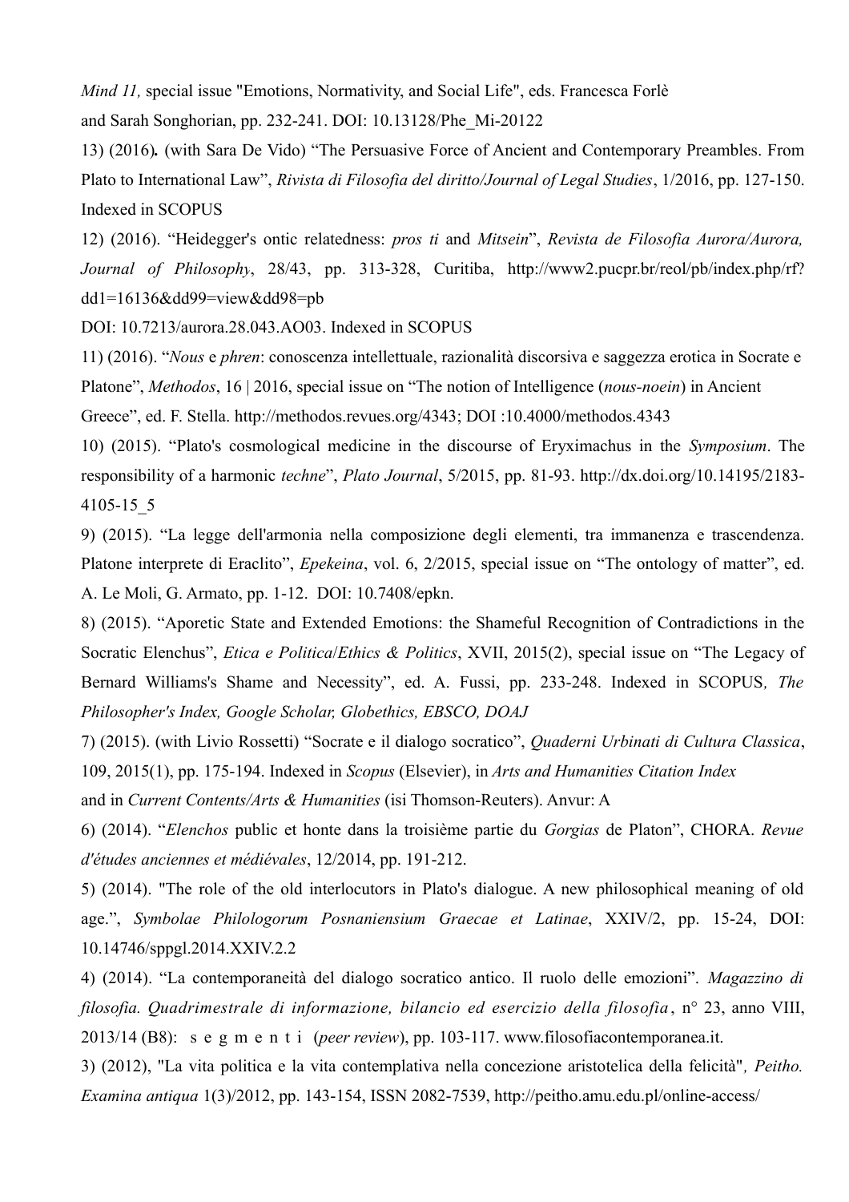*Mind 11,* special issue "Emotions, Normativity, and Social Life", eds. Francesca Forlè and Sarah Songhorian, pp. 232-241. DOI: 10.13128/Phe_Mi-20122

13) (2016)**.** (with Sara De Vido) "The Persuasive Force of Ancient and Contemporary Preambles. From Plato to International Law", *Rivista di Filosofia del diritto/Journal of Legal Studies*, 1/2016, pp. 127-150. Indexed in SCOPUS

12) (2016). "Heidegger's ontic relatedness: *pros ti* and *Mitsein*", *Revista de Filosofia Aurora/Aurora, Journal of Philosophy*, 28/43, pp. 313-328, Curitiba, http://www2.pucpr.br/reol/pb/index.php/rf?dd1=16136&dd99=view&dd98=pb
DOI: 10.7213/aurora.28.043.AO03. Indexed in SCOPUS

11) (2016). "*Nous* e *phren*: conoscenza intellettuale, razionalità discorsiva e saggezza erotica in Socrate e Platone", *Methodos*, 16 | 2016, special issue on "The notion of Intelligence (*nous-noein*) in Ancient Greece", ed. F. Stella. http://methodos.revues.org/4343; DOI :10.4000/methodos.4343

10) (2015). "Plato's cosmological medicine in the discourse of Eryximachus in the *Symposium*. The responsibility of a harmonic *techne*", *Plato Journal*, 5/2015, pp. 81-93. http://dx.doi.org/10.14195/2183-4105-15_5

9) (2015). "La legge dell'armonia nella composizione degli elementi, tra immanenza e trascendenza. Platone interprete di Eraclito", *Epekeina*, vol. 6, 2/2015, special issue on "The ontology of matter", ed. A. Le Moli, G. Armato, pp. 1-12. DOI: 10.7408/epkn.

8) (2015). "Aporetic State and Extended Emotions: the Shameful Recognition of Contradictions in the Socratic Elenchus", *Etica e Politica/Ethics & Politics*, XVII, 2015(2), special issue on "The Legacy of Bernard Williams's Shame and Necessity", ed. A. Fussi, pp. 233-248. Indexed in SCOPUS*, The Philosopher's Index, Google Scholar, Globethics, EBSCO, DOAJ*

7) (2015). (with Livio Rossetti) "Socrate e il dialogo socratico", *Quaderni Urbinati di Cultura Classica*, 109, 2015(1), pp. 175-194. Indexed in *Scopus* (Elsevier), in *Arts and Humanities Citation Index* and in *Current Contents/Arts & Humanities* (isi Thomson-Reuters). Anvur: A

6) (2014). "*Elenchos* public et honte dans la troisième partie du *Gorgias* de Platon", CHORA. *Revue d'études anciennes et médiévales*, 12/2014, pp. 191-212.

5) (2014). "The role of the old interlocutors in Plato's dialogue. A new philosophical meaning of old age.", *Symbolae Philologorum Posnaniensium Graecae et Latinae*, XXIV/2, pp. 15-24, DOI: 10.14746/sppgl.2014.XXIV.2.2

4) (2014). "La contemporaneità del dialogo socratico antico. Il ruolo delle emozioni". *Magazzino di filosofia. Quadrimestrale di informazione, bilancio ed esercizio della filosofia*, n° 23, anno VIII, 2013/14 (B8): s e g m e n t i (*peer review*), pp. 103-117. www.filosofiacontemporanea.it.

3) (2012), "La vita politica e la vita contemplativa nella concezione aristotelica della felicità"*, Peitho. Examina antiqua* 1(3)/2012, pp. 143-154, ISSN 2082-7539, http://peitho.amu.edu.pl/online-access/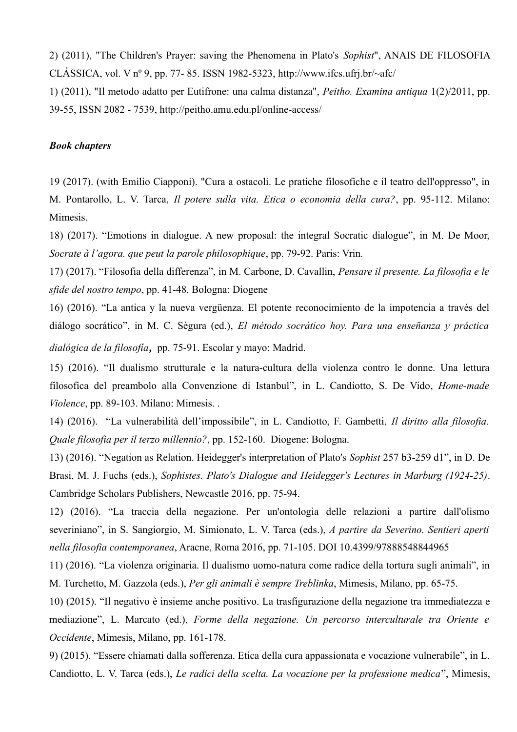2) (2011), "The Children's Prayer: saving the Phenomena in Plato's *Sophist*", ANAIS DE FILOSOFIA CLÁSSICA, vol. V nº 9, pp. 77- 85. ISSN 1982-5323, http://www.ifcs.ufrj.br/~afc/

1) (2011), "Il metodo adatto per Eutifrone: una calma distanza", *Peitho. Examina antiqua* 1(2)/2011, pp. 39-55, ISSN 2082 - 7539, http://peitho.amu.edu.pl/online-access/

***Book chapters***

19 (2017). (with Emilio Ciapponi). "Cura a ostacoli. Le pratiche filosofiche e il teatro dell'oppresso", in M. Pontarollo, L. V. Tarca, *Il potere sulla vita. Etica o economia della cura?*, pp. 95-112. Milano: Mimesis.

18) (2017). "Emotions in dialogue. A new proposal: the integral Socratic dialogue", in M. De Moor, *Socrate à l'agora. que peut la parole philosophique*, pp. 79-92. Paris: Vrin.

17) (2017). "Filosofia della differenza", in M. Carbone, D. Cavallin, *Pensare il presente. La filosofia e le sfide del nostro tempo*, pp. 41-48. Bologna: Diogene

16) (2016). "La antica y la nueva vergüenza. El potente reconocimiento de la impotencia a través del diálogo socrático", in M. C. Sègura (ed.), *El método socrático hoy. Para una enseñanza y práctica dialógica de la filosofía*, pp. 75-91. Escolar y mayo: Madrid.

15) (2016). "Il dualismo strutturale e la natura-cultura della violenza contro le donne. Una lettura filosofica del preambolo alla Convenzione di Istanbul", in L. Candiotto, S. De Vido, *Home-made Violence*, pp. 89-103. Milano: Mimesis. .

14) (2016). "La vulnerabilità dell'impossibile", in L. Candiotto, F. Gambetti, *Il diritto alla filosofia. Quale filosofia per il terzo millennio?*, pp. 152-160. Diogene: Bologna.

13) (2016). "Negation as Relation. Heidegger's interpretation of Plato's *Sophist* 257 b3-259 d1", in D. De Brasi, M. J. Fuchs (eds.), *Sophistes. Plato's Dialogue and Heidegger's Lectures in Marburg (1924-25)*. Cambridge Scholars Publishers, Newcastle 2016, pp. 75-94.

12) (2016). "La traccia della negazione. Per un'ontologia delle relazioni a partire dall'olismo severiniano", in S. Sangiorgio, M. Simionato, L. V. Tarca (eds.), *A partire da Severino. Sentieri aperti nella filosofia contemporanea*, Aracne, Roma 2016, pp. 71-105. DOI 10.4399/97888548844965

11) (2016). "La violenza originaria. Il dualismo uomo-natura come radice della tortura sugli animali", in M. Turchetto, M. Gazzola (eds.), *Per gli animali è sempre Treblinka*, Mimesis, Milano, pp. 65-75.

10) (2015). "Il negativo è insieme anche positivo. La trasfigurazione della negazione tra immediatezza e mediazione", L. Marcato (ed.), *Forme della negazione. Un percorso interculturale tra Oriente e Occidente*, Mimesis, Milano, pp. 161-178.

9) (2015). "Essere chiamati dalla sofferenza. Etica della cura appassionata e vocazione vulnerabile", in L. Candiotto, L. V. Tarca (eds.), *Le radici della scelta. La vocazione per la professione medica*", Mimesis,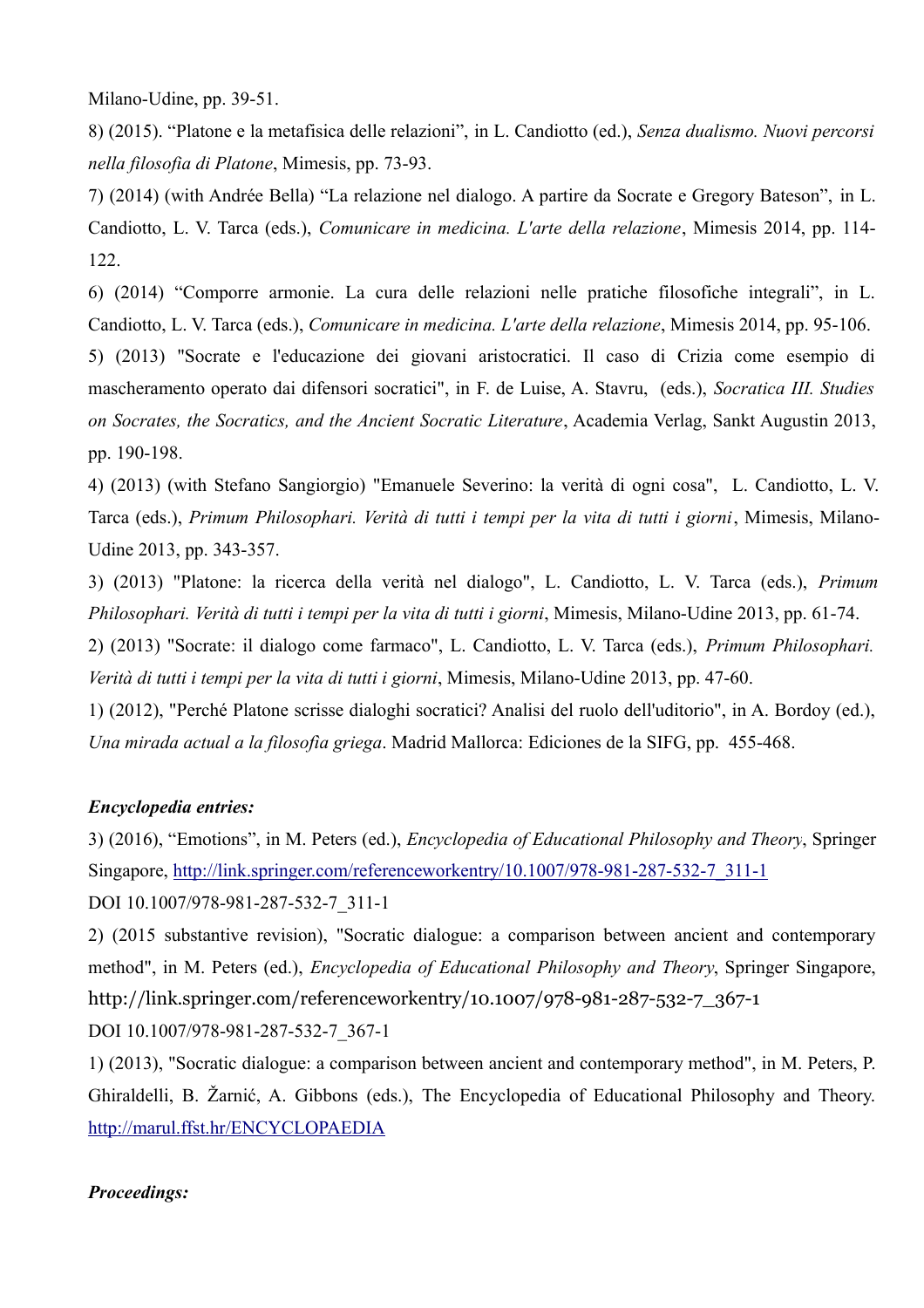Milano-Udine, pp. 39-51.

8) (2015). "Platone e la metafisica delle relazioni", in L. Candiotto (ed.), *Senza dualismo. Nuovi percorsi nella filosofia di Platone*, Mimesis, pp. 73-93.

7) (2014) (with Andrée Bella) "La relazione nel dialogo. A partire da Socrate e Gregory Bateson", in L. Candiotto, L. V. Tarca (eds.), *Comunicare in medicina. L'arte della relazione*, Mimesis 2014, pp. 114-122.

6) (2014) "Comporre armonie. La cura delle relazioni nelle pratiche filosofiche integrali", in L. Candiotto, L. V. Tarca (eds.), *Comunicare in medicina. L'arte della relazione*, Mimesis 2014, pp. 95-106.

5) (2013) "Socrate e l'educazione dei giovani aristocratici. Il caso di Crizia come esempio di mascheramento operato dai difensori socratici", in F. de Luise, A. Stavru, (eds.), *Socratica III. Studies on Socrates, the Socratics, and the Ancient Socratic Literature*, Academia Verlag, Sankt Augustin 2013, pp. 190-198.

4) (2013) (with Stefano Sangiorgio) "Emanuele Severino: la verità di ogni cosa", L. Candiotto, L. V. Tarca (eds.), *Primum Philosophari. Verità di tutti i tempi per la vita di tutti i giorni*, Mimesis, Milano-Udine 2013, pp. 343-357.

3) (2013) "Platone: la ricerca della verità nel dialogo", L. Candiotto, L. V. Tarca (eds.), *Primum Philosophari. Verità di tutti i tempi per la vita di tutti i giorni*, Mimesis, Milano-Udine 2013, pp. 61-74.

2) (2013) "Socrate: il dialogo come farmaco", L. Candiotto, L. V. Tarca (eds.), *Primum Philosophari. Verità di tutti i tempi per la vita di tutti i giorni*, Mimesis, Milano-Udine 2013, pp. 47-60.

1) (2012), "Perché Platone scrisse dialoghi socratici? Analisi del ruolo dell'uditorio", in A. Bordoy (ed.), *Una mirada actual a la filosofia griega*. Madrid Mallorca: Ediciones de la SIFG, pp. 455-468.

***Encyclopedia entries:***

3) (2016), "Emotions", in M. Peters (ed.), *Encyclopedia of Educational Philosophy and Theory*, Springer Singapore, http://link.springer.com/referenceworkentry/10.1007/978-981-287-532-7_311-1
DOI 10.1007/978-981-287-532-7_311-1

2) (2015 substantive revision), "Socratic dialogue: a comparison between ancient and contemporary method", in M. Peters (ed.), *Encyclopedia of Educational Philosophy and Theory*, Springer Singapore, http://link.springer.com/referenceworkentry/10.1007/978-981-287-532-7_367-1
DOI 10.1007/978-981-287-532-7_367-1

1) (2013), "Socratic dialogue: a comparison between ancient and contemporary method", in M. Peters, P. Ghiraldelli, B. Žarnić, A. Gibbons (eds.), The Encyclopedia of Educational Philosophy and Theory. http://marul.ffst.hr/ENCYCLOPAEDIA

***Proceedings:***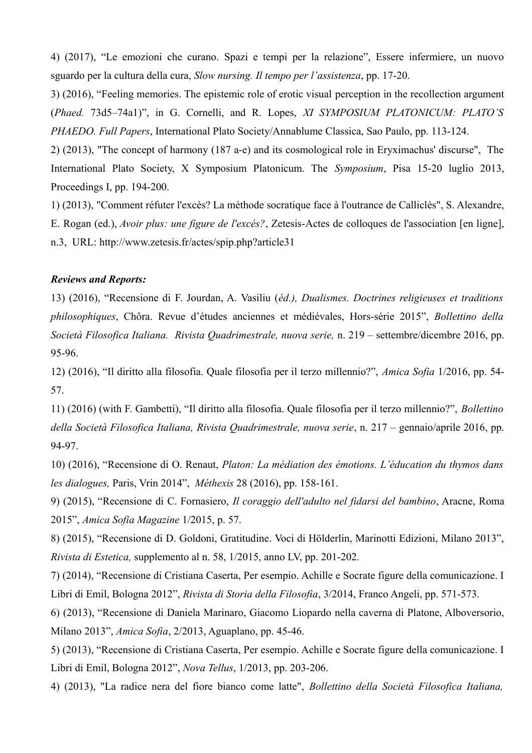4) (2017), "Le emozioni che curano. Spazi e tempi per la relazione", Essere infermiere, un nuovo sguardo per la cultura della cura, *Slow nursing. Il tempo per l'assistenza*, pp. 17-20.

3) (2016), "Feeling memories. The epistemic role of erotic visual perception in the recollection argument (*Phaed.* 73d5–74a1)", in G. Cornelli, and R. Lopes, *XI SYMPOSIUM PLATONICUM: PLATO'S PHAEDO. Full Papers*, International Plato Society/Annablume Classica, Sao Paulo, pp. 113-124.

2) (2013), "The concept of harmony (187 a-e) and its cosmological role in Eryximachus' discurse", The International Plato Society, X Symposium Platonicum. The *Symposium*, Pisa 15-20 luglio 2013, Proceedings I, pp. 194-200.

1) (2013), "Comment réfuter l'excès? La méthode socratique face à l'outrance de Calliclès", S. Alexandre, E. Rogan (ed.), *Avoir plus: une figure de l'excés?*, Zetesis-Actes de colloques de l'association [en ligne], n.3, URL: http://www.zetesis.fr/actes/spip.php?article31

***Reviews and Reports:***

13) (2016), "Recensione di F. Jourdan, A. Vasiliu (*éd.), Dualismes. Doctrines religieuses et traditions philosophiques*, Chôra. Revue d'études anciennes et médiévales, Hors-série 2015", *Bollettino della Società Filosofica Italiana. Rivista Quadrimestrale, nuova serie,* n. 219 – settembre/dicembre 2016, pp. 95-96.

12) (2016), "Il diritto alla filosofia. Quale filosofia per il terzo millennio?", *Amica Sofia* 1/2016, pp. 54-57.

11) (2016) (with F. Gambetti), "Il diritto alla filosofia. Quale filosofia per il terzo millennio?", *Bollettino della Società Filosofica Italiana, Rivista Quadrimestrale, nuova serie*, n. 217 – gennaio/aprile 2016, pp. 94-97.

10) (2016), "Recensione di O. Renaut, *Platon: La médiation des émotions. L'éducation du thymos dans les dialogues,* Paris, Vrin 2014", *Méthexis* 28 (2016), pp. 158-161.

9) (2015), "Recensione di C. Fornasiero, *Il coraggio dell'adulto nel fidarsi del bambino*, Aracne, Roma 2015", *Amica Sofia Magazine* 1/2015, p. 57.

8) (2015), "Recensione di D. Goldoni, Gratitudine. Voci di Hölderlin, Marinotti Edizioni, Milano 2013", *Rivista di Estetica,* supplemento al n. 58, 1/2015, anno LV, pp. 201-202.

7) (2014), "Recensione di Cristiana Caserta, Per esempio. Achille e Socrate figure della comunicazione. I Libri di Emil, Bologna 2012", *Rivista di Storia della Filosofia*, 3/2014, Franco Angeli, pp. 571-573.

6) (2013), "Recensione di Daniela Marinaro, Giacomo Liopardo nella caverna di Platone, Alboversorio, Milano 2013", *Amica Sofia*, 2/2013, Aguaplano, pp. 45-46.

5) (2013), "Recensione di Cristiana Caserta, Per esempio. Achille e Socrate figure della comunicazione. I Libri di Emil, Bologna 2012", *Nova Tellus*, 1/2013, pp. 203-206.

4) (2013), "La radice nera del fiore bianco come latte", *Bollettino della Società Filosofica Italiana,*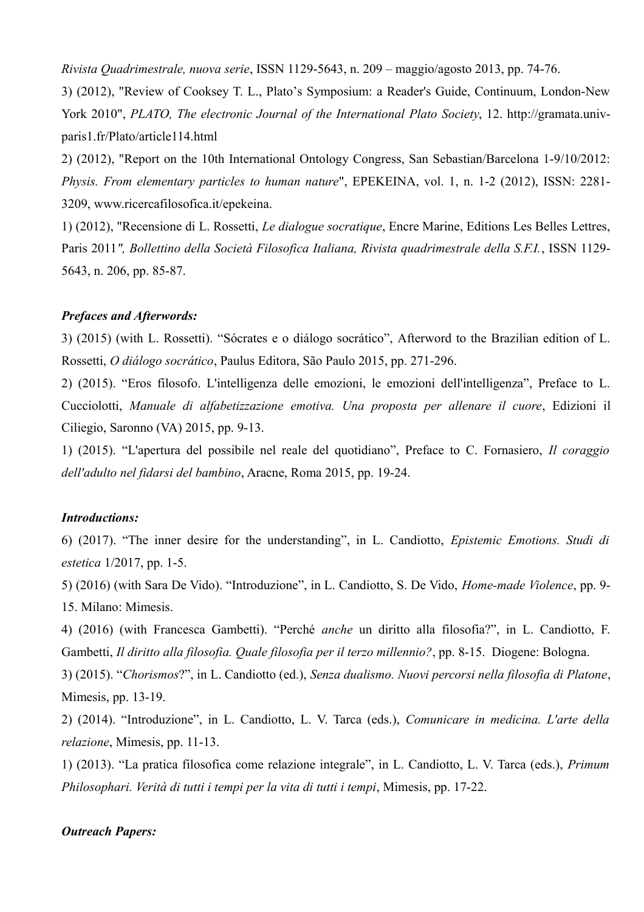*Rivista Quadrimestrale, nuova serie*, ISSN 1129-5643, n. 209 – maggio/agosto 2013, pp. 74-76.

3) (2012), "Review of Cooksey T. L., Plato's Symposium: a Reader's Guide, Continuum, London-New York 2010", *PLATO, The electronic Journal of the International Plato Society*, 12. http://gramata.univ-paris1.fr/Plato/article114.html

2) (2012), "Report on the 10th International Ontology Congress, San Sebastian/Barcelona 1-9/10/2012: *Physis. From elementary particles to human nature*", EPEKEINA, vol. 1, n. 1-2 (2012), ISSN: 2281-3209, www.ricercafilosofica.it/epekeina.

1) (2012), "Recensione di L. Rossetti, *Le dialogue socratique*, Encre Marine, Editions Les Belles Lettres, Paris 2011*", Bollettino della Società Filosofica Italiana, Rivista quadrimestrale della S.F.I.*, ISSN 1129-5643, n. 206, pp. 85-87.

***Prefaces and Afterwords:***

3) (2015) (with L. Rossetti). "Sócrates e o diálogo socrático", Afterword to the Brazilian edition of L. Rossetti, *O diálogo socrático*, Paulus Editora, São Paulo 2015, pp. 271-296.

2) (2015). "Eros filosofo. L'intelligenza delle emozioni, le emozioni dell'intelligenza", Preface to L. Cucciolotti, *Manuale di alfabetizzazione emotiva. Una proposta per allenare il cuore*, Edizioni il Ciliegio, Saronno (VA) 2015, pp. 9-13.

1) (2015). "L'apertura del possibile nel reale del quotidiano", Preface to C. Fornasiero, *Il coraggio dell'adulto nel fidarsi del bambino*, Aracne, Roma 2015, pp. 19-24.

***Introductions:***

6) (2017). "The inner desire for the understanding", in L. Candiotto, *Epistemic Emotions. Studi di estetica* 1/2017, pp. 1-5.

5) (2016) (with Sara De Vido). "Introduzione", in L. Candiotto, S. De Vido, *Home-made Violence*, pp. 9-15. Milano: Mimesis.

4) (2016) (with Francesca Gambetti). "Perché *anche* un diritto alla filosofia?", in L. Candiotto, F. Gambetti, *Il diritto alla filosofia. Quale filosofia per il terzo millennio?*, pp. 8-15. Diogene: Bologna.

3) (2015). "*Chorismos*?", in L. Candiotto (ed.), *Senza dualismo. Nuovi percorsi nella filosofia di Platone*, Mimesis, pp. 13-19.

2) (2014). "Introduzione", in L. Candiotto, L. V. Tarca (eds.), *Comunicare in medicina. L'arte della relazione*, Mimesis, pp. 11-13.

1) (2013). "La pratica filosofica come relazione integrale", in L. Candiotto, L. V. Tarca (eds.), *Primum Philosophari. Verità di tutti i tempi per la vita di tutti i tempi*, Mimesis, pp. 17-22.

***Outreach Papers:***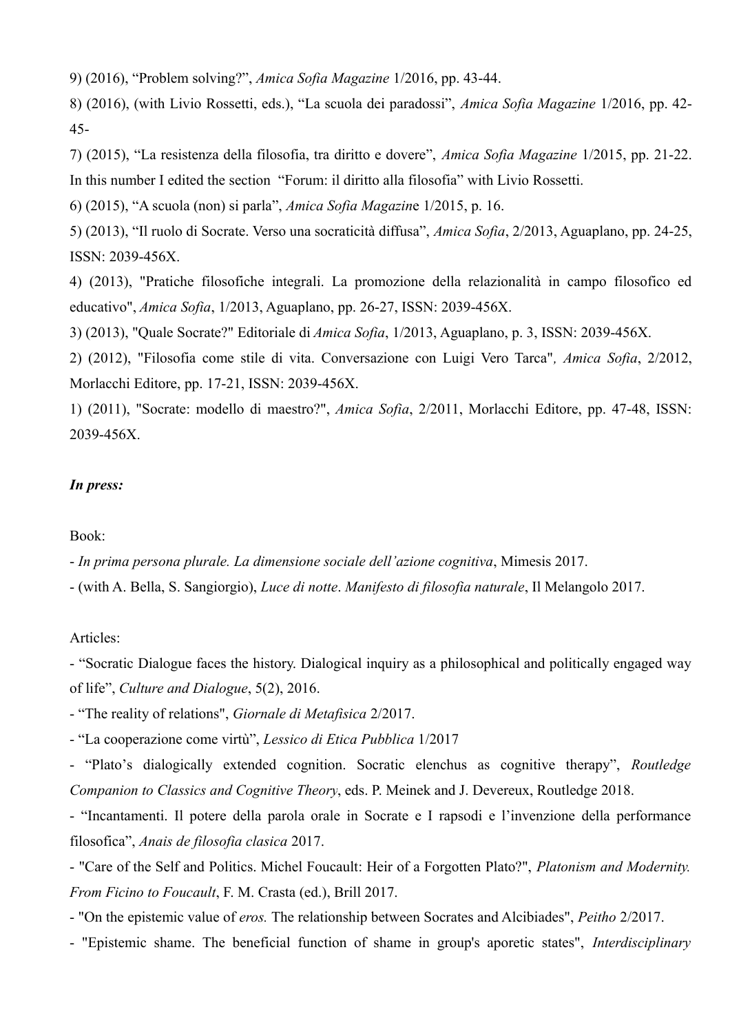9) (2016), "Problem solving?", *Amica Sofia Magazine* 1/2016, pp. 43-44.

8) (2016), (with Livio Rossetti, eds.), "La scuola dei paradossi", *Amica Sofia Magazine* 1/2016, pp. 42-45-

7) (2015), "La resistenza della filosofia, tra diritto e dovere", *Amica Sofia Magazine* 1/2015, pp. 21-22. In this number I edited the section "Forum: il diritto alla filosofia" with Livio Rossetti.

6) (2015), "A scuola (non) si parla", *Amica Sofia Magazine* 1/2015, p. 16.

5) (2013), "Il ruolo di Socrate. Verso una socraticità diffusa", *Amica Sofia*, 2/2013, Aguaplano, pp. 24-25, ISSN: 2039-456X.

4) (2013), "Pratiche filosofiche integrali. La promozione della relazionalità in campo filosofico ed educativo", *Amica Sofia*, 1/2013, Aguaplano, pp. 26-27, ISSN: 2039-456X.

3) (2013), "Quale Socrate?" Editoriale di *Amica Sofia*, 1/2013, Aguaplano, p. 3, ISSN: 2039-456X.

2) (2012), "Filosofia come stile di vita. Conversazione con Luigi Vero Tarca", *Amica Sofia*, 2/2012, Morlacchi Editore, pp. 17-21, ISSN: 2039-456X.

1) (2011), "Socrate: modello di maestro?", *Amica Sofia*, 2/2011, Morlacchi Editore, pp. 47-48, ISSN: 2039-456X.

***In press:***

Book:

- *In prima persona plurale. La dimensione sociale dell'azione cognitiva*, Mimesis 2017.
- (with A. Bella, S. Sangiorgio), *Luce di notte*. *Manifesto di filosofia naturale*, Il Melangolo 2017.

Articles:

- "Socratic Dialogue faces the history. Dialogical inquiry as a philosophical and politically engaged way of life", *Culture and Dialogue*, 5(2), 2016.
- "The reality of relations", *Giornale di Metafisica* 2/2017.
- "La cooperazione come virtù", *Lessico di Etica Pubblica* 1/2017
- "Plato's dialogically extended cognition. Socratic elenchus as cognitive therapy", *Routledge Companion to Classics and Cognitive Theory*, eds. P. Meinek and J. Devereux, Routledge 2018.
- "Incantamenti. Il potere della parola orale in Socrate e I rapsodi e l'invenzione della performance filosofica", *Anais de filosofia clasica* 2017.
- "Care of the Self and Politics. Michel Foucault: Heir of a Forgotten Plato?", *Platonism and Modernity. From Ficino to Foucault*, F. M. Crasta (ed.), Brill 2017.
- "On the epistemic value of *eros.* The relationship between Socrates and Alcibiades", *Peitho* 2/2017.
- "Epistemic shame. The beneficial function of shame in group's aporetic states", *Interdisciplinary*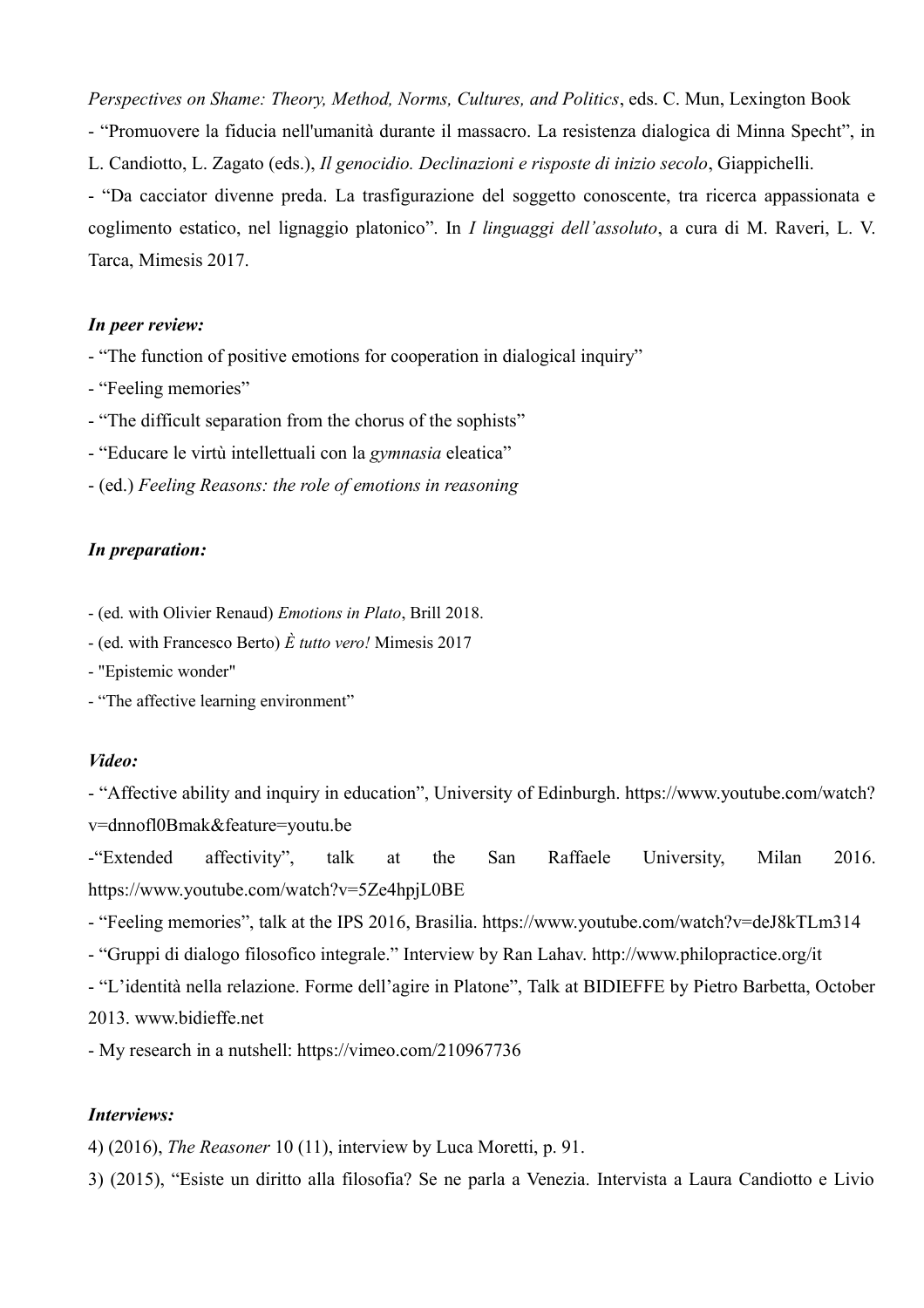*Perspectives on Shame: Theory, Method, Norms, Cultures, and Politics*, eds. C. Mun, Lexington Book

- "Promuovere la fiducia nell'umanità durante il massacro. La resistenza dialogica di Minna Specht", in L. Candiotto, L. Zagato (eds.), *Il genocidio. Declinazioni e risposte di inizio secolo*, Giappichelli.
- "Da cacciator divenne preda. La trasfigurazione del soggetto conoscente, tra ricerca appassionata e coglimento estatico, nel lignaggio platonico". In *I linguaggi dell'assoluto*, a cura di M. Raveri, L. V. Tarca, Mimesis 2017.

***In peer review:***

- "The function of positive emotions for cooperation in dialogical inquiry"
- "Feeling memories"
- "The difficult separation from the chorus of the sophists"
- "Educare le virtù intellettuali con la *gymnasia* eleatica"
- (ed.) *Feeling Reasons: the role of emotions in reasoning*

***In preparation:***

- (ed. with Olivier Renaud) *Emotions in Plato*, Brill 2018.
- (ed. with Francesco Berto) *È tutto vero!* Mimesis 2017
- "Epistemic wonder"
- "The affective learning environment"

***Video:***

- "Affective ability and inquiry in education", University of Edinburgh. https://www.youtube.com/watch?v=dnnofl0Bmak&feature=youtu.be
- "Extended affectivity", talk at the San Raffaele University, Milan 2016. https://www.youtube.com/watch?v=5Ze4hpjL0BE
- "Feeling memories", talk at the IPS 2016, Brasilia. https://www.youtube.com/watch?v=deJ8kTLm314
- "Gruppi di dialogo filosofico integrale." Interview by Ran Lahav. http://www.philopractice.org/it
- "L'identità nella relazione. Forme dell'agire in Platone", Talk at BIDIEFFE by Pietro Barbetta, October 2013. www.bidieffe.net
- My research in a nutshell: https://vimeo.com/210967736

***Interviews:***

4) (2016), *The Reasoner* 10 (11), interview by Luca Moretti, p. 91.

3) (2015), "Esiste un diritto alla filosofia? Se ne parla a Venezia. Intervista a Laura Candiotto e Livio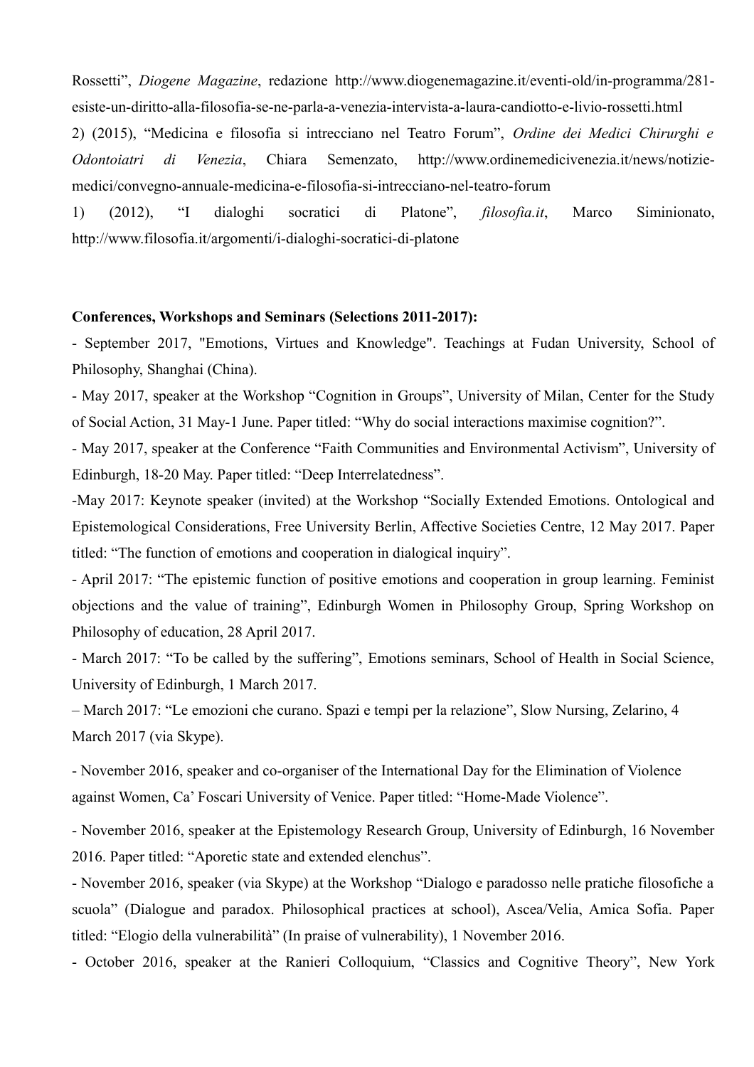Rossetti", *Diogene Magazine*, redazione http://www.diogenemagazine.it/eventi-old/in-programma/281-esiste-un-diritto-alla-filosofia-se-ne-parla-a-venezia-intervista-a-laura-candiotto-e-livio-rossetti.html

2) (2015), "Medicina e filosofia si intrecciano nel Teatro Forum", *Ordine dei Medici Chirurghi e Odontoiatri di Venezia*, Chiara Semenzato, http://www.ordinemedicivenezia.it/news/notizie-medici/convegno-annuale-medicina-e-filosofia-si-intrecciano-nel-teatro-forum

1) (2012), "I dialoghi socratici di Platone", *filosofia.it*, Marco Siminionato, http://www.filosofia.it/argomenti/i-dialoghi-socratici-di-platone

**Conferences, Workshops and Seminars (Selections 2011-2017):**

- September 2017, "Emotions, Virtues and Knowledge". Teachings at Fudan University, School of Philosophy, Shanghai (China).
- May 2017, speaker at the Workshop "Cognition in Groups", University of Milan, Center for the Study of Social Action, 31 May-1 June. Paper titled: "Why do social interactions maximise cognition?".
- May 2017, speaker at the Conference "Faith Communities and Environmental Activism", University of Edinburgh, 18-20 May. Paper titled: "Deep Interrelatedness".
- May 2017: Keynote speaker (invited) at the Workshop "Socially Extended Emotions. Ontological and Epistemological Considerations, Free University Berlin, Affective Societies Centre, 12 May 2017. Paper titled: "The function of emotions and cooperation in dialogical inquiry".
- April 2017: "The epistemic function of positive emotions and cooperation in group learning. Feminist objections and the value of training", Edinburgh Women in Philosophy Group, Spring Workshop on Philosophy of education, 28 April 2017.
- March 2017: "To be called by the suffering", Emotions seminars, School of Health in Social Science, University of Edinburgh, 1 March 2017.
- March 2017: "Le emozioni che curano. Spazi e tempi per la relazione", Slow Nursing, Zelarino, 4 March 2017 (via Skype).
- November 2016, speaker and co-organiser of the International Day for the Elimination of Violence against Women, Ca' Foscari University of Venice. Paper titled: "Home-Made Violence".
- November 2016, speaker at the Epistemology Research Group, University of Edinburgh, 16 November 2016. Paper titled: "Aporetic state and extended elenchus".
- November 2016, speaker (via Skype) at the Workshop "Dialogo e paradosso nelle pratiche filosofiche a scuola" (Dialogue and paradox. Philosophical practices at school), Ascea/Velia, Amica Sofia. Paper titled: "Elogio della vulnerabilità" (In praise of vulnerability), 1 November 2016.
- October 2016, speaker at the Ranieri Colloquium, "Classics and Cognitive Theory", New York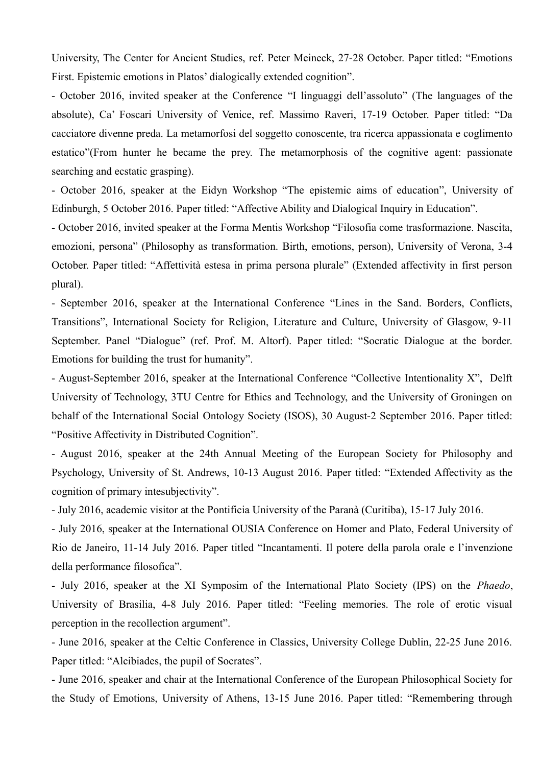University, The Center for Ancient Studies, ref. Peter Meineck, 27-28 October. Paper titled: "Emotions First. Epistemic emotions in Platos' dialogically extended cognition".

- October 2016, invited speaker at the Conference "I linguaggi dell'assoluto" (The languages of the absolute), Ca' Foscari University of Venice, ref. Massimo Raveri, 17-19 October. Paper titled: "Da cacciatore divenne preda. La metamorfosi del soggetto conoscente, tra ricerca appassionata e coglimento estatico"(From hunter he became the prey. The metamorphosis of the cognitive agent: passionate searching and ecstatic grasping).
- October 2016, speaker at the Eidyn Workshop "The epistemic aims of education", University of Edinburgh, 5 October 2016. Paper titled: "Affective Ability and Dialogical Inquiry in Education".
- October 2016, invited speaker at the Forma Mentis Workshop "Filosofia come trasformazione. Nascita, emozioni, persona" (Philosophy as transformation. Birth, emotions, person), University of Verona, 3-4 October. Paper titled: "Affettività estesa in prima persona plurale" (Extended affectivity in first person plural).
- September 2016, speaker at the International Conference "Lines in the Sand. Borders, Conflicts, Transitions", International Society for Religion, Literature and Culture, University of Glasgow, 9-11 September. Panel "Dialogue" (ref. Prof. M. Altorf). Paper titled: "Socratic Dialogue at the border. Emotions for building the trust for humanity".
- August-September 2016, speaker at the International Conference "Collective Intentionality X", Delft University of Technology, 3TU Centre for Ethics and Technology, and the University of Groningen on behalf of the International Social Ontology Society (ISOS), 30 August-2 September 2016. Paper titled: "Positive Affectivity in Distributed Cognition".
- August 2016, speaker at the 24th Annual Meeting of the European Society for Philosophy and Psychology, University of St. Andrews, 10-13 August 2016. Paper titled: "Extended Affectivity as the cognition of primary intesubjectivity".
- July 2016, academic visitor at the Pontificia University of the Paranà (Curitiba), 15-17 July 2016.
- July 2016, speaker at the International OUSIA Conference on Homer and Plato, Federal University of Rio de Janeiro, 11-14 July 2016. Paper titled "Incantamenti. Il potere della parola orale e l'invenzione della performance filosofica".
- July 2016, speaker at the XI Symposim of the International Plato Society (IPS) on the *Phaedo*, University of Brasilia, 4-8 July 2016. Paper titled: "Feeling memories. The role of erotic visual perception in the recollection argument".
- June 2016, speaker at the Celtic Conference in Classics, University College Dublin, 22-25 June 2016. Paper titled: "Alcibiades, the pupil of Socrates".
- June 2016, speaker and chair at the International Conference of the European Philosophical Society for the Study of Emotions, University of Athens, 13-15 June 2016. Paper titled: "Remembering through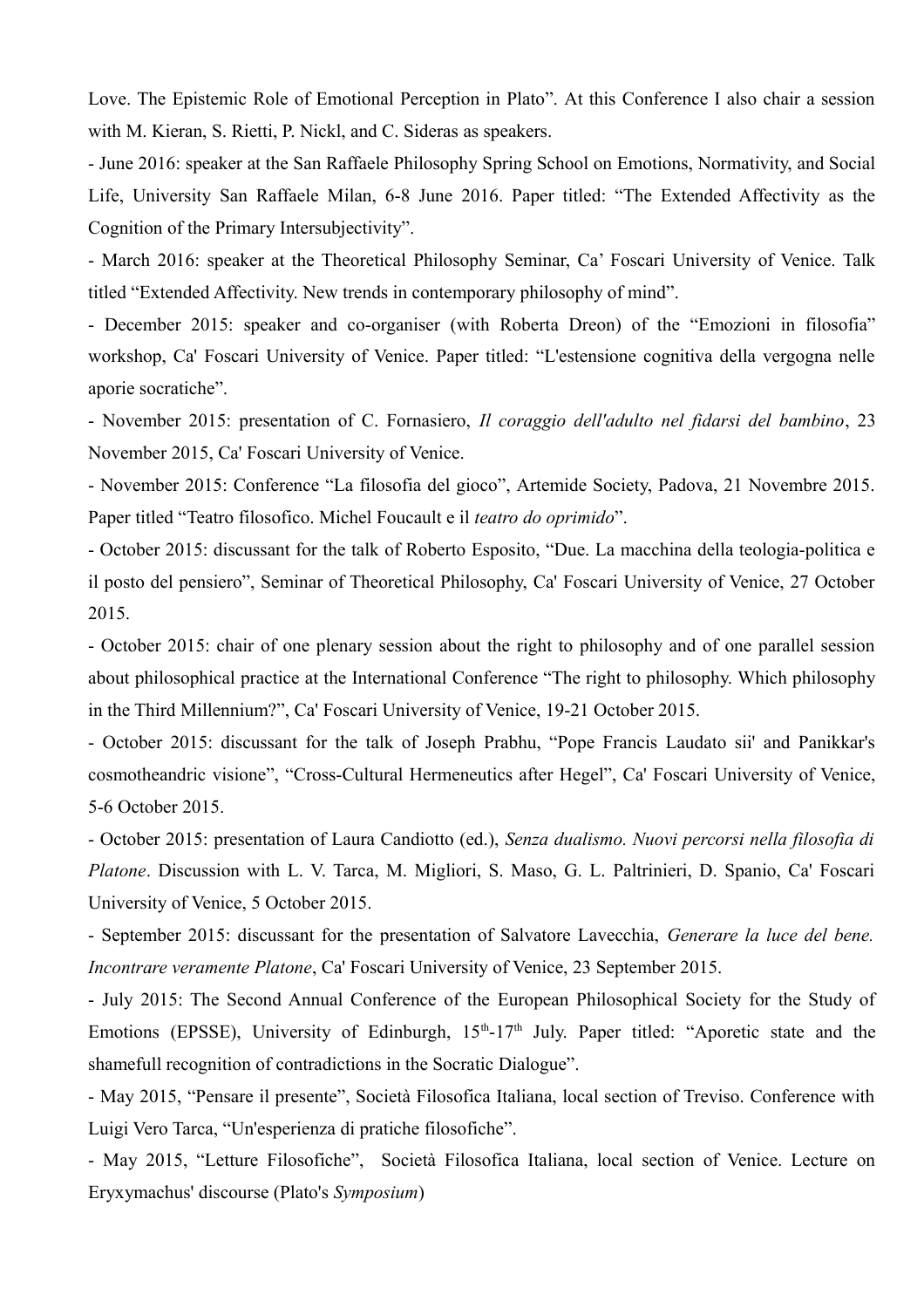Love. The Epistemic Role of Emotional Perception in Plato". At this Conference I also chair a session with M. Kieran, S. Rietti, P. Nickl, and C. Sideras as speakers.

- June 2016: speaker at the San Raffaele Philosophy Spring School on Emotions, Normativity, and Social Life, University San Raffaele Milan, 6-8 June 2016. Paper titled: "The Extended Affectivity as the Cognition of the Primary Intersubjectivity".
- March 2016: speaker at the Theoretical Philosophy Seminar, Ca' Foscari University of Venice. Talk titled "Extended Affectivity. New trends in contemporary philosophy of mind".
- December 2015: speaker and co-organiser (with Roberta Dreon) of the "Emozioni in filosofia" workshop, Ca' Foscari University of Venice. Paper titled: "L'estensione cognitiva della vergogna nelle aporie socratiche".
- November 2015: presentation of C. Fornasiero, *Il coraggio dell'adulto nel fidarsi del bambino*, 23 November 2015, Ca' Foscari University of Venice.
- November 2015: Conference "La filosofia del gioco", Artemide Society, Padova, 21 Novembre 2015. Paper titled "Teatro filosofico. Michel Foucault e il *teatro do oprimido*".
- October 2015: discussant for the talk of Roberto Esposito, "Due. La macchina della teologia-politica e il posto del pensiero", Seminar of Theoretical Philosophy, Ca' Foscari University of Venice, 27 October 2015.
- October 2015: chair of one plenary session about the right to philosophy and of one parallel session about philosophical practice at the International Conference "The right to philosophy. Which philosophy in the Third Millennium?", Ca' Foscari University of Venice, 19-21 October 2015.
- October 2015: discussant for the talk of Joseph Prabhu, "Pope Francis Laudato sii' and Panikkar's cosmotheandric visione", "Cross-Cultural Hermeneutics after Hegel", Ca' Foscari University of Venice, 5-6 October 2015.
- October 2015: presentation of Laura Candiotto (ed.), *Senza dualismo. Nuovi percorsi nella filosofia di Platone*. Discussion with L. V. Tarca, M. Migliori, S. Maso, G. L. Paltrinieri, D. Spanio, Ca' Foscari University of Venice, 5 October 2015.
- September 2015: discussant for the presentation of Salvatore Lavecchia, *Generare la luce del bene. Incontrare veramente Platone*, Ca' Foscari University of Venice, 23 September 2015.
- July 2015: The Second Annual Conference of the European Philosophical Society for the Study of Emotions (EPSSE), University of Edinburgh, 15th-17th July. Paper titled: "Aporetic state and the shamefull recognition of contradictions in the Socratic Dialogue".
- May 2015, "Pensare il presente", Società Filosofica Italiana, local section of Treviso. Conference with Luigi Vero Tarca, "Un'esperienza di pratiche filosofiche".
- May 2015, "Letture Filosofiche", Società Filosofica Italiana, local section of Venice. Lecture on Eryxymachus' discourse (Plato's *Symposium*)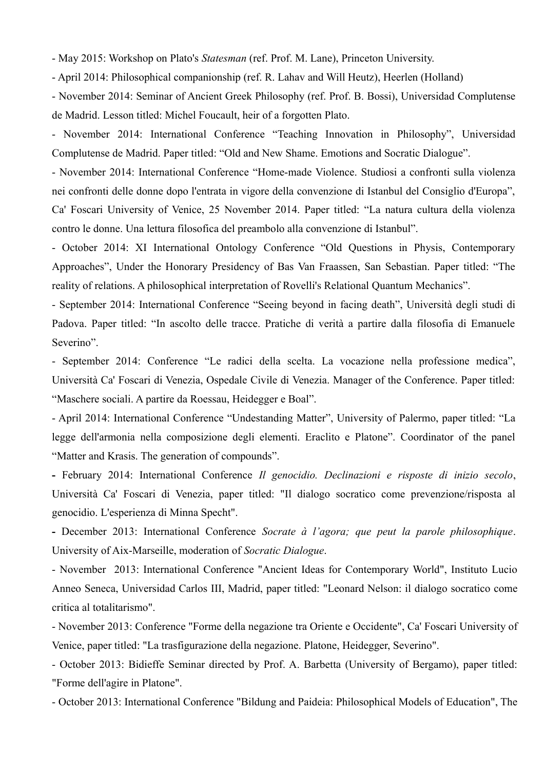- May 2015: Workshop on Plato's *Statesman* (ref. Prof. M. Lane), Princeton University.

- April 2014: Philosophical companionship (ref. R. Lahav and Will Heutz), Heerlen (Holland)

- November 2014: Seminar of Ancient Greek Philosophy (ref. Prof. B. Bossi), Universidad Complutense de Madrid. Lesson titled: Michel Foucault, heir of a forgotten Plato.

- November 2014: International Conference "Teaching Innovation in Philosophy", Universidad Complutense de Madrid. Paper titled: "Old and New Shame. Emotions and Socratic Dialogue".

- November 2014: International Conference "Home-made Violence. Studiosi a confronti sulla violenza nei confronti delle donne dopo l'entrata in vigore della convenzione di Istanbul del Consiglio d'Europa", Ca' Foscari University of Venice, 25 November 2014. Paper titled: "La natura cultura della violenza contro le donne. Una lettura filosofica del preambolo alla convenzione di Istanbul".

- October 2014: XI International Ontology Conference "Old Questions in Physis, Contemporary Approaches", Under the Honorary Presidency of Bas Van Fraassen, San Sebastian. Paper titled: "The reality of relations. A philosophical interpretation of Rovelli's Relational Quantum Mechanics".

- September 2014: International Conference "Seeing beyond in facing death", Università degli studi di Padova. Paper titled: "In ascolto delle tracce. Pratiche di verità a partire dalla filosofia di Emanuele Severino".

- September 2014: Conference "Le radici della scelta. La vocazione nella professione medica", Università Ca' Foscari di Venezia, Ospedale Civile di Venezia. Manager of the Conference. Paper titled: "Maschere sociali. A partire da Roessau, Heidegger e Boal".

- April 2014: International Conference "Undestanding Matter", University of Palermo, paper titled: "La legge dell'armonia nella composizione degli elementi. Eraclito e Platone". Coordinator of the panel "Matter and Krasis. The generation of compounds".

- February 2014: International Conference *Il genocidio. Declinazioni e risposte di inizio secolo*, Università Ca' Foscari di Venezia, paper titled: "Il dialogo socratico come prevenzione/risposta al genocidio. L'esperienza di Minna Specht".

- December 2013: International Conference *Socrate à l'agora; que peut la parole philosophique*. University of Aix-Marseille, moderation of *Socratic Dialogue*.

- November 2013: International Conference "Ancient Ideas for Contemporary World", Instituto Lucio Anneo Seneca, Universidad Carlos III, Madrid, paper titled: "Leonard Nelson: il dialogo socratico come critica al totalitarismo".

- November 2013: Conference "Forme della negazione tra Oriente e Occidente", Ca' Foscari University of Venice, paper titled: "La trasfigurazione della negazione. Platone, Heidegger, Severino".

- October 2013: Bidieffe Seminar directed by Prof. A. Barbetta (University of Bergamo), paper titled: "Forme dell'agire in Platone".

- October 2013: International Conference "Bildung and Paideia: Philosophical Models of Education", The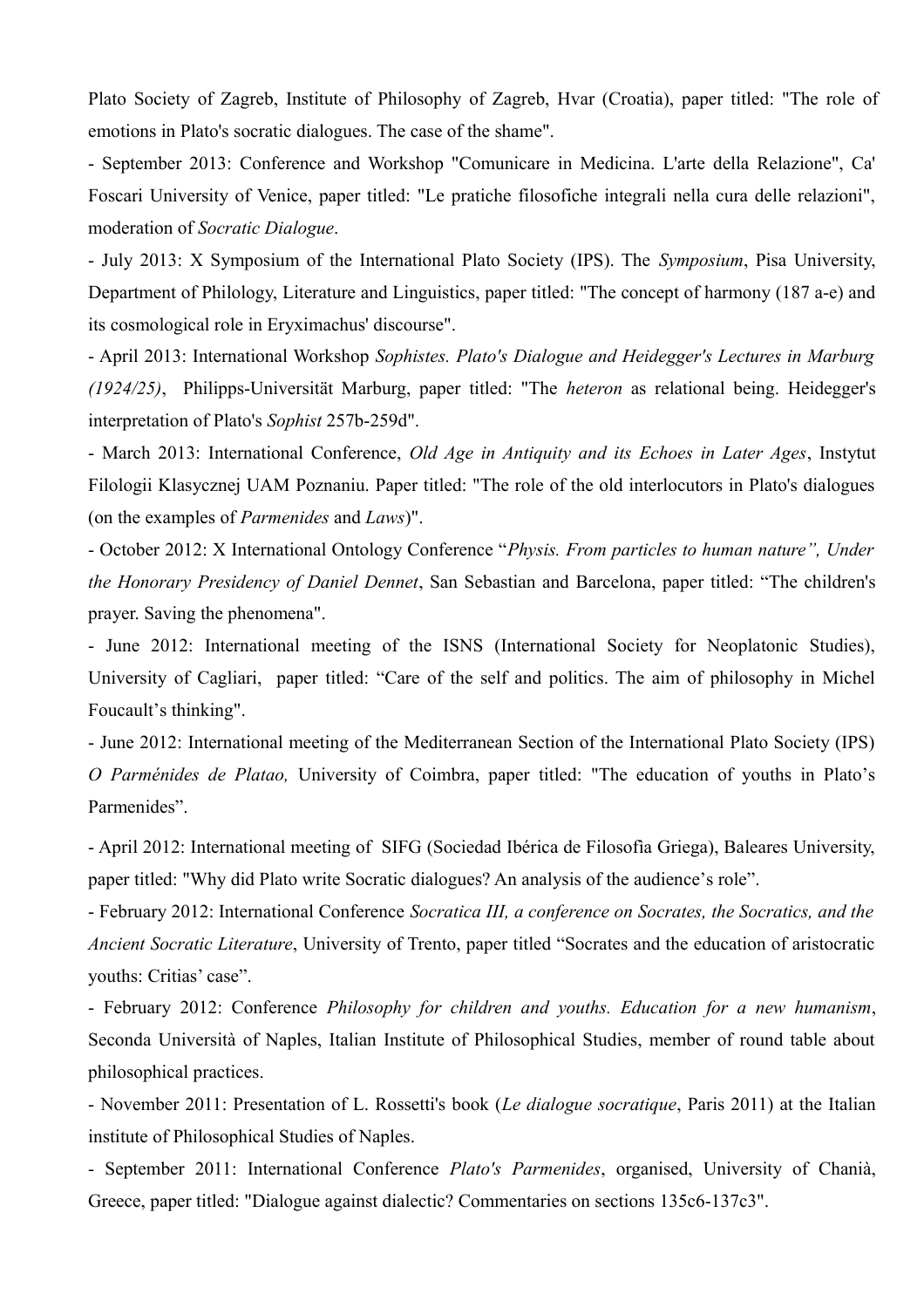Plato Society of Zagreb, Institute of Philosophy of Zagreb, Hvar (Croatia), paper titled: "The role of emotions in Plato's socratic dialogues. The case of the shame".

- September 2013: Conference and Workshop "Comunicare in Medicina. L'arte della Relazione", Ca' Foscari University of Venice, paper titled: "Le pratiche filosofiche integrali nella cura delle relazioni", moderation of *Socratic Dialogue*.
- July 2013: X Symposium of the International Plato Society (IPS). The *Symposium*, Pisa University, Department of Philology, Literature and Linguistics, paper titled: "The concept of harmony (187 a-e) and its cosmological role in Eryximachus' discourse".
- April 2013: International Workshop *Sophistes. Plato's Dialogue and Heidegger's Lectures in Marburg (1924/25)*, Philipps-Universität Marburg, paper titled: "The *heteron* as relational being. Heidegger's interpretation of Plato's *Sophist* 257b-259d".
- March 2013: International Conference, *Old Age in Antiquity and its Echoes in Later Ages*, Instytut Filologii Klasycznej UAM Poznaniu. Paper titled: "The role of the old interlocutors in Plato's dialogues (on the examples of *Parmenides* and *Laws*)".
- October 2012: X International Ontology Conference "*Physis. From particles to human nature", Under the Honorary Presidency of Daniel Dennet*, San Sebastian and Barcelona, paper titled: "The children's prayer. Saving the phenomena".
- June 2012: International meeting of the ISNS (International Society for Neoplatonic Studies), University of Cagliari, paper titled: "Care of the self and politics. The aim of philosophy in Michel Foucault's thinking".
- June 2012: International meeting of the Mediterranean Section of the International Plato Society (IPS) *O Parménides de Platao,* University of Coimbra, paper titled: "The education of youths in Plato's Parmenides".
- April 2012: International meeting of SIFG (Sociedad Ibérica de Filosofia Griega), Baleares University, paper titled: "Why did Plato write Socratic dialogues? An analysis of the audience's role".
- February 2012: International Conference *Socratica III, a conference on Socrates, the Socratics, and the Ancient Socratic Literature*, University of Trento, paper titled "Socrates and the education of aristocratic youths: Critias' case".
- February 2012: Conference *Philosophy for children and youths. Education for a new humanism*, Seconda Università of Naples, Italian Institute of Philosophical Studies, member of round table about philosophical practices.
- November 2011: Presentation of L. Rossetti's book (*Le dialogue socratique*, Paris 2011) at the Italian institute of Philosophical Studies of Naples.
- September 2011: International Conference *Plato's Parmenides*, organised, University of Chanià, Greece, paper titled: "Dialogue against dialectic? Commentaries on sections 135c6-137c3".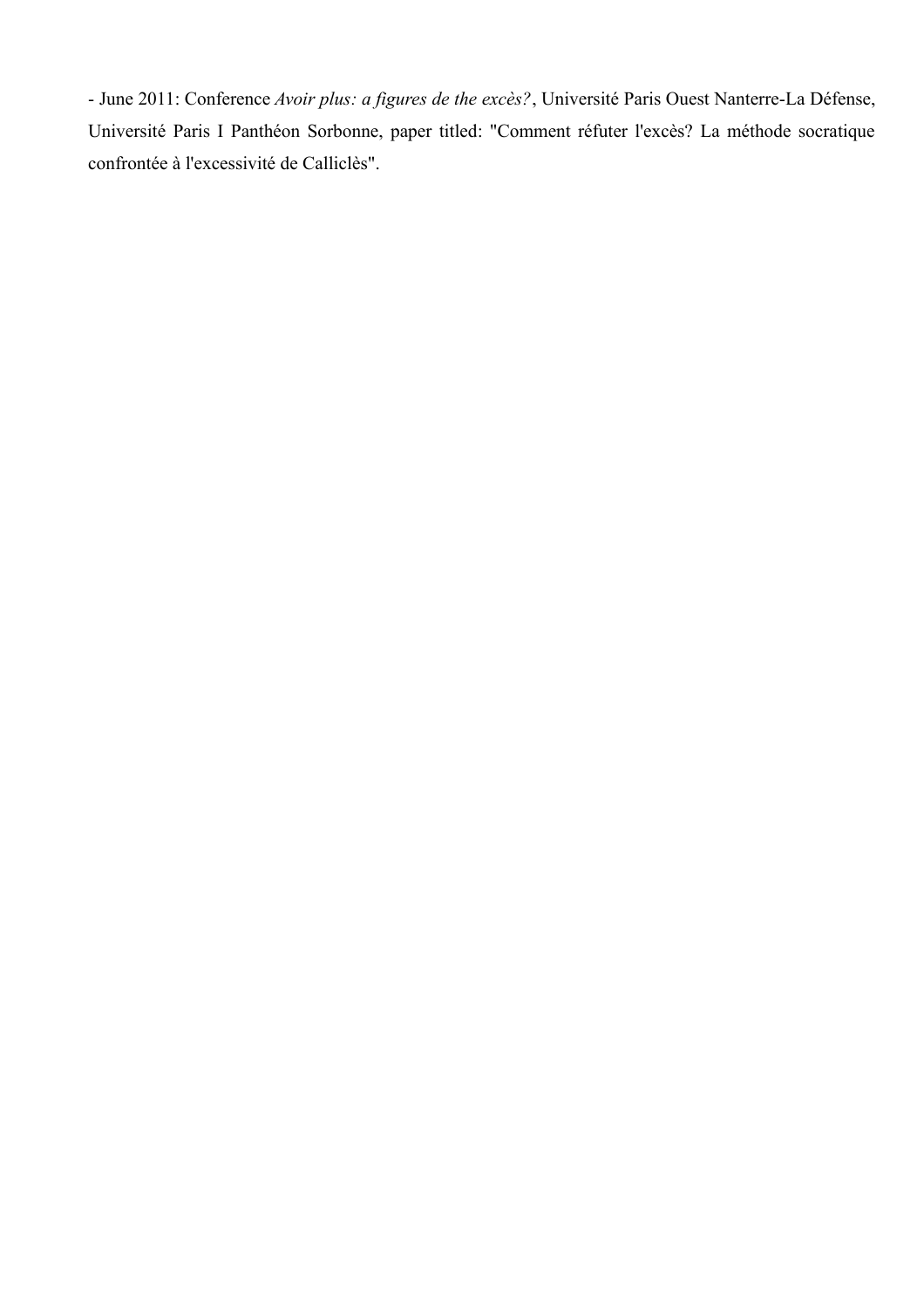- June 2011: Conference *Avoir plus: a figures de the excès?*, Université Paris Ouest Nanterre-La Défense, Université Paris I Panthéon Sorbonne, paper titled: "Comment réfuter l'excès? La méthode socratique confrontée à l'excessivité de Calliclès".